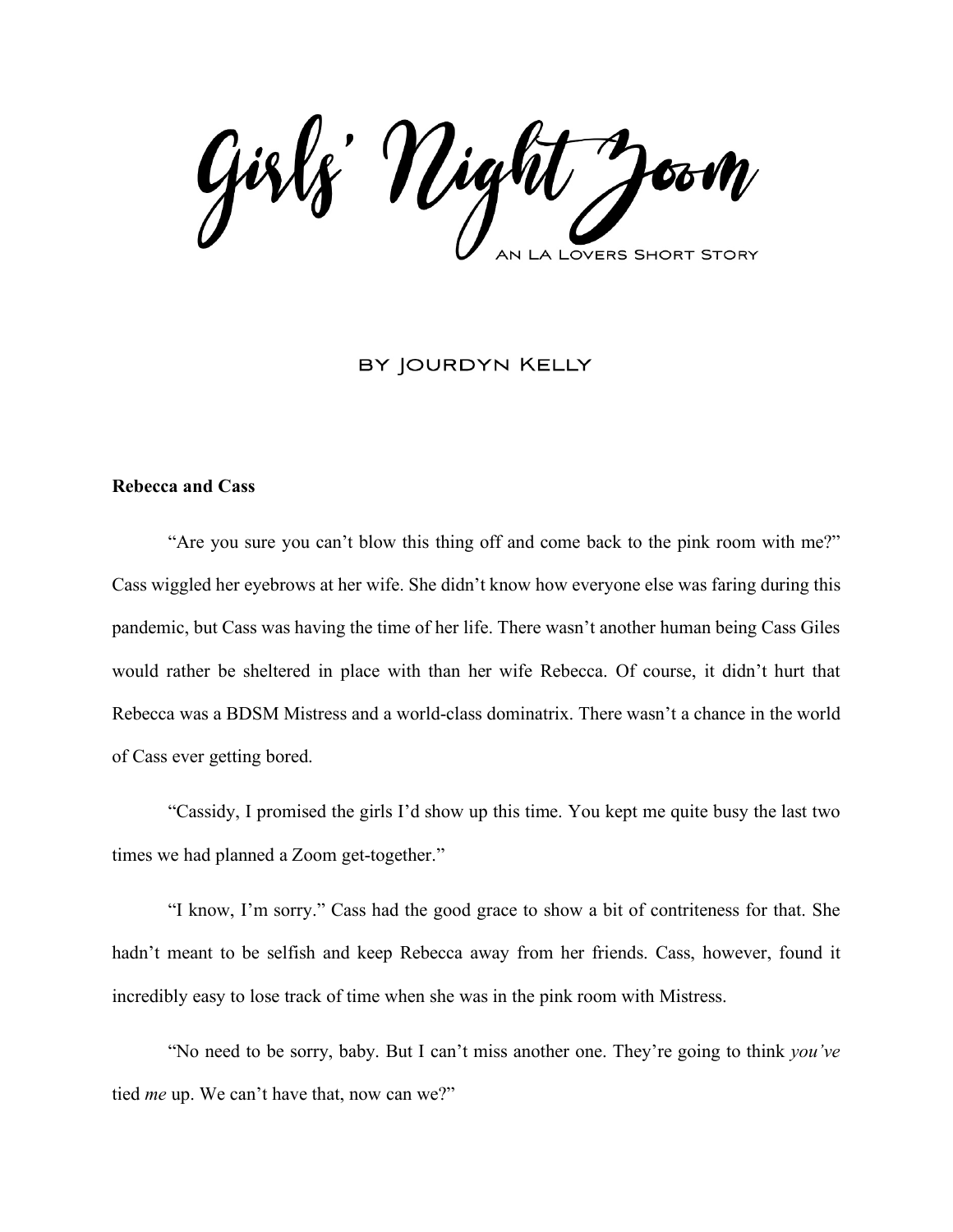# Girls' Night Zoom

AN LA LOVERS SHORT STORY

BY JOURDYN KELLY

**Rebecca and Cass**

"Are you sure you can't blow this thing off and come back to the pink room with me?" Cass wiggled her eyebrows at her wife. She didn't know how everyone else was faring during this pandemic, but Cass was having the time of her life. There wasn't another human being Cass Giles would rather be sheltered in place with than her wife Rebecca. Of course, it didn't hurt that Rebecca was a BDSM Mistress and a world-class dominatrix. There wasn't a chance in the world of Cass ever getting bored.

"Cassidy, I promised the girls I'd show up this time. You kept me quite busy the last two times we had planned a Zoom get-together."

"I know, I'm sorry." Cass had the good grace to show a bit of contriteness for that. She hadn't meant to be selfish and keep Rebecca away from her friends. Cass, however, found it incredibly easy to lose track of time when she was in the pink room with Mistress.

"No need to be sorry, baby. But I can't miss another one. They're going to think *you've* tied *me* up. We can't have that, now can we?"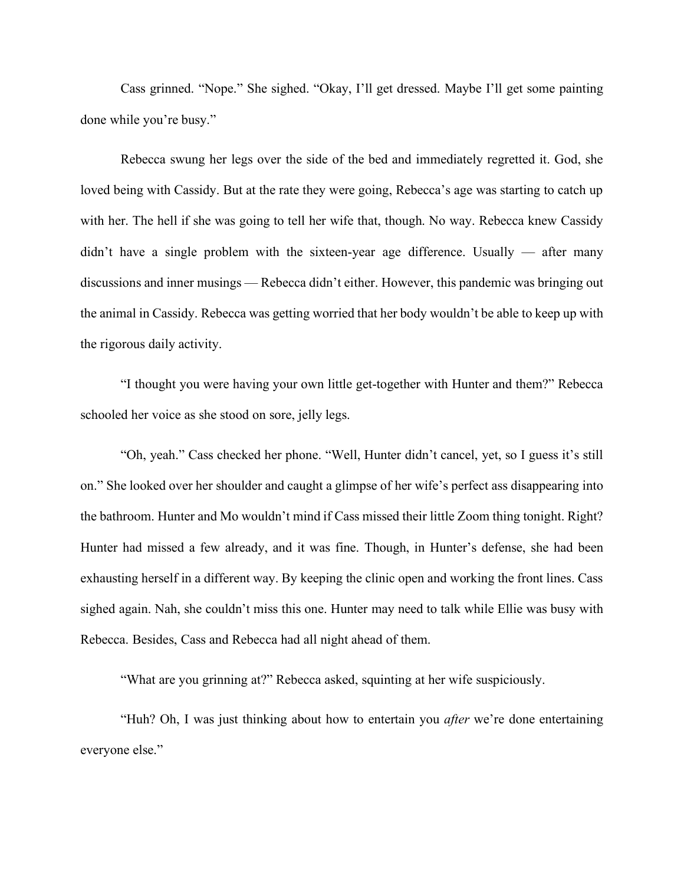Cass grinned. "Nope." She sighed. "Okay, I'll get dressed. Maybe I'll get some painting done while you're busy."

Rebecca swung her legs over the side of the bed and immediately regretted it. God, she loved being with Cassidy. But at the rate they were going, Rebecca's age was starting to catch up with her. The hell if she was going to tell her wife that, though. No way. Rebecca knew Cassidy didn't have a single problem with the sixteen-year age difference. Usually — after many discussions and inner musings — Rebecca didn't either. However, this pandemic was bringing out the animal in Cassidy. Rebecca was getting worried that her body wouldn't be able to keep up with the rigorous daily activity.

"I thought you were having your own little get-together with Hunter and them?" Rebecca schooled her voice as she stood on sore, jelly legs.

"Oh, yeah." Cass checked her phone. "Well, Hunter didn't cancel, yet, so I guess it's still on." She looked over her shoulder and caught a glimpse of her wife's perfect ass disappearing into the bathroom. Hunter and Mo wouldn't mind if Cass missed their little Zoom thing tonight. Right? Hunter had missed a few already, and it was fine. Though, in Hunter's defense, she had been exhausting herself in a different way. By keeping the clinic open and working the front lines. Cass sighed again. Nah, she couldn't miss this one. Hunter may need to talk while Ellie was busy with Rebecca. Besides, Cass and Rebecca had all night ahead of them.

"What are you grinning at?" Rebecca asked, squinting at her wife suspiciously.

"Huh? Oh, I was just thinking about how to entertain you *after* we're done entertaining everyone else."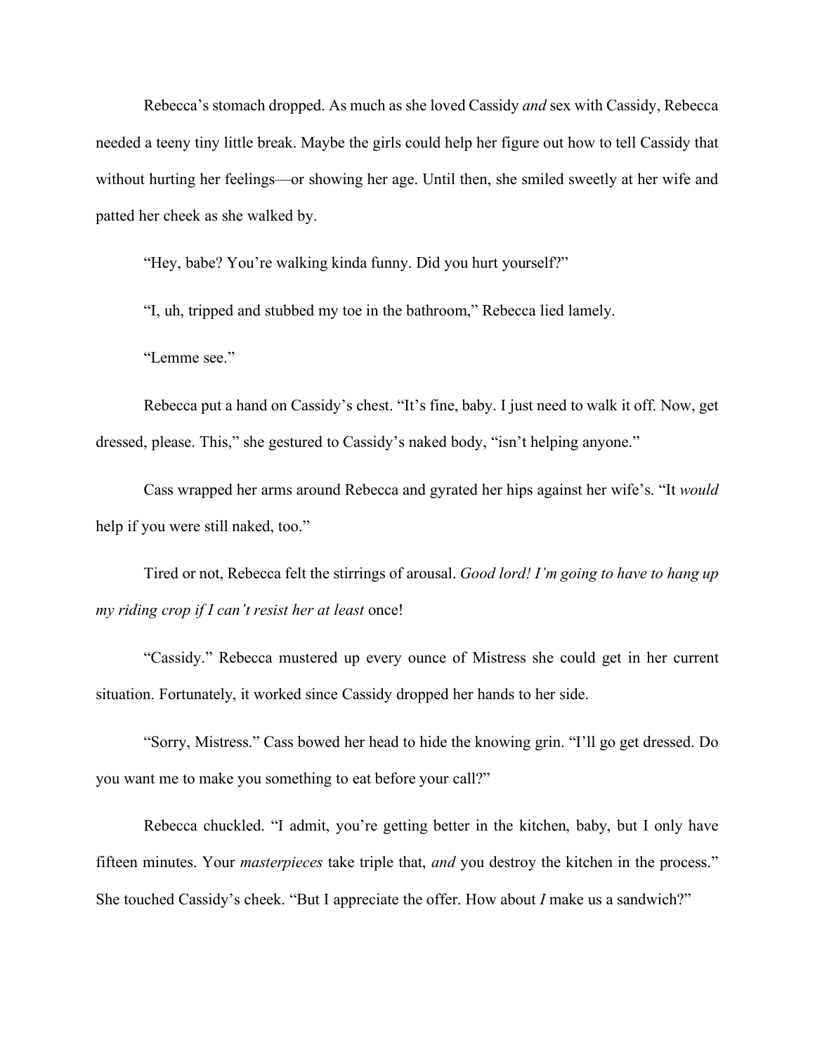Rebecca's stomach dropped. As much as she loved Cassidy *and* sex with Cassidy, Rebecca needed a teeny tiny little break. Maybe the girls could help her figure out how to tell Cassidy that without hurting her feelings—or showing her age. Until then, she smiled sweetly at her wife and patted her cheek as she walked by.

"Hey, babe? You're walking kinda funny. Did you hurt yourself?"

"I, uh, tripped and stubbed my toe in the bathroom," Rebecca lied lamely.

"Lemme see."

Rebecca put a hand on Cassidy's chest. "It's fine, baby. I just need to walk it off. Now, get dressed, please. This," she gestured to Cassidy's naked body, "isn't helping anyone."

Cass wrapped her arms around Rebecca and gyrated her hips against her wife's. "It *would* help if you were still naked, too."

Tired or not, Rebecca felt the stirrings of arousal. *Good lord! I'm going to have to hang up my riding crop if I can't resist her at least* once!

"Cassidy." Rebecca mustered up every ounce of Mistress she could get in her current situation. Fortunately, it worked since Cassidy dropped her hands to her side.

"Sorry, Mistress." Cass bowed her head to hide the knowing grin. "I'll go get dressed. Do you want me to make you something to eat before your call?"

Rebecca chuckled. "I admit, you're getting better in the kitchen, baby, but I only have fifteen minutes. Your *masterpieces* take triple that, *and* you destroy the kitchen in the process." She touched Cassidy's cheek. "But I appreciate the offer. How about *I* make us a sandwich?"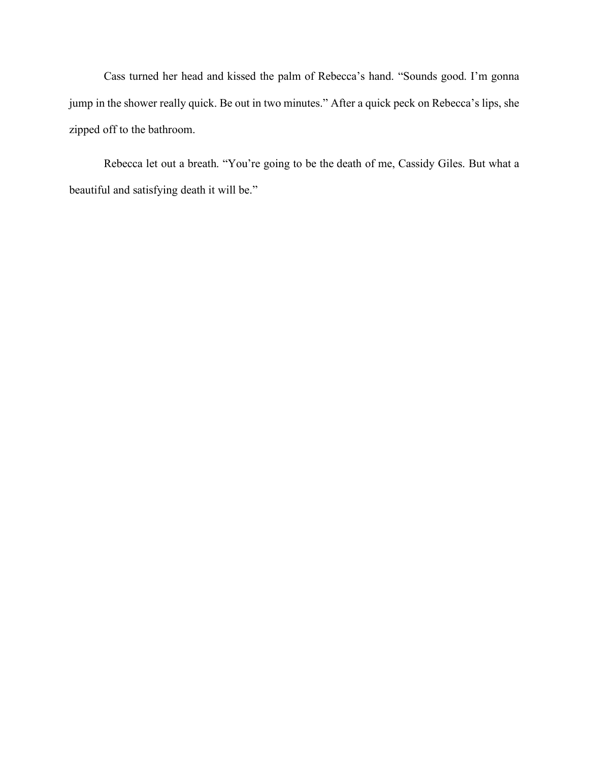Cass turned her head and kissed the palm of Rebecca's hand. "Sounds good. I'm gonna jump in the shower really quick. Be out in two minutes." After a quick peck on Rebecca's lips, she zipped off to the bathroom.

Rebecca let out a breath. "You're going to be the death of me, Cassidy Giles. But what a beautiful and satisfying death it will be."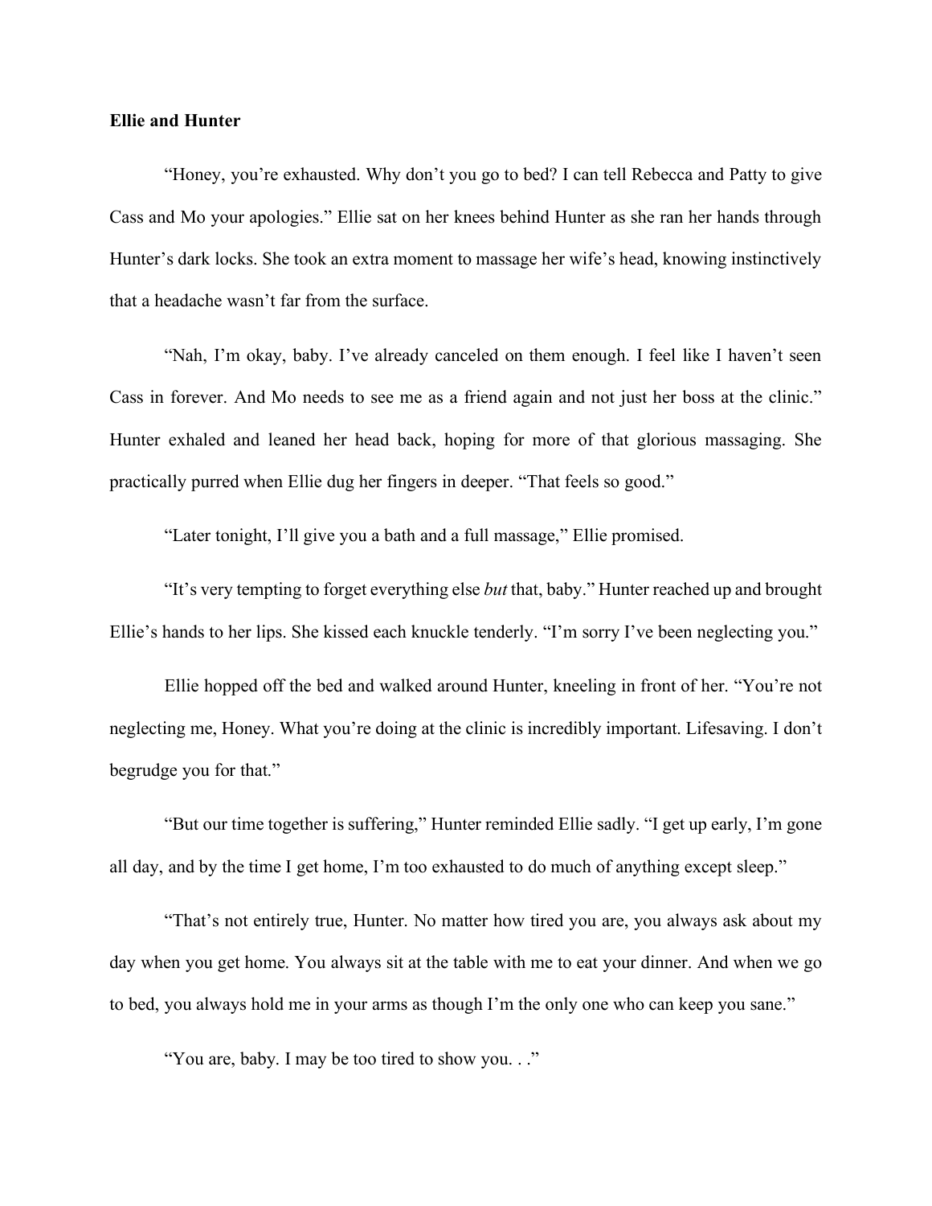**Ellie and Hunter**

"Honey, you're exhausted. Why don't you go to bed? I can tell Rebecca and Patty to give Cass and Mo your apologies." Ellie sat on her knees behind Hunter as she ran her hands through Hunter's dark locks. She took an extra moment to massage her wife's head, knowing instinctively that a headache wasn't far from the surface.

"Nah, I'm okay, baby. I've already canceled on them enough. I feel like I haven't seen Cass in forever. And Mo needs to see me as a friend again and not just her boss at the clinic." Hunter exhaled and leaned her head back, hoping for more of that glorious massaging. She practically purred when Ellie dug her fingers in deeper. "That feels so good."

"Later tonight, I'll give you a bath and a full massage," Ellie promised.

"It's very tempting to forget everything else *but* that, baby." Hunter reached up and brought Ellie's hands to her lips. She kissed each knuckle tenderly. "I'm sorry I've been neglecting you."

Ellie hopped off the bed and walked around Hunter, kneeling in front of her. "You're not neglecting me, Honey. What you're doing at the clinic is incredibly important. Lifesaving. I don't begrudge you for that."

"But our time together is suffering," Hunter reminded Ellie sadly. "I get up early, I'm gone all day, and by the time I get home, I'm too exhausted to do much of anything except sleep."

"That's not entirely true, Hunter. No matter how tired you are, you always ask about my day when you get home. You always sit at the table with me to eat your dinner. And when we go to bed, you always hold me in your arms as though I'm the only one who can keep you sane."

"You are, baby. I may be too tired to show you. . ."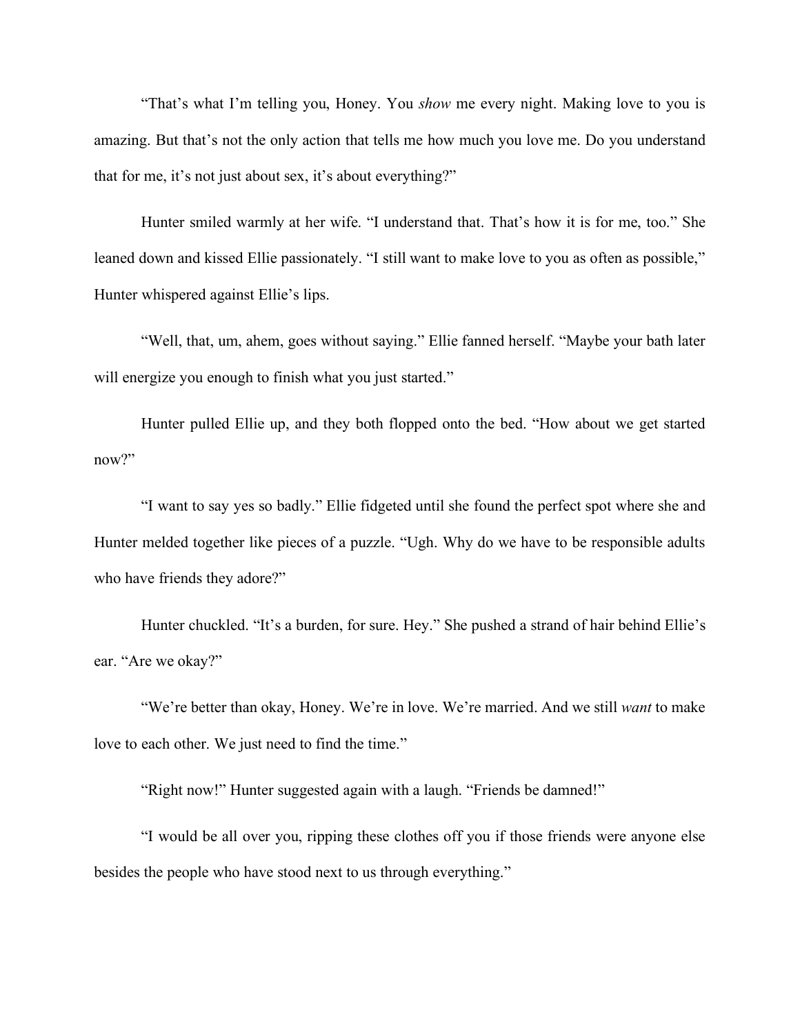"That's what I'm telling you, Honey. You *show* me every night. Making love to you is amazing. But that's not the only action that tells me how much you love me. Do you understand that for me, it's not just about sex, it's about everything?"

Hunter smiled warmly at her wife. "I understand that. That's how it is for me, too." She leaned down and kissed Ellie passionately. "I still want to make love to you as often as possible," Hunter whispered against Ellie's lips.

"Well, that, um, ahem, goes without saying." Ellie fanned herself. "Maybe your bath later will energize you enough to finish what you just started."

Hunter pulled Ellie up, and they both flopped onto the bed. "How about we get started now?"

"I want to say yes so badly." Ellie fidgeted until she found the perfect spot where she and Hunter melded together like pieces of a puzzle. "Ugh. Why do we have to be responsible adults who have friends they adore?"

Hunter chuckled. "It's a burden, for sure. Hey." She pushed a strand of hair behind Ellie's ear. "Are we okay?"

"We're better than okay, Honey. We're in love. We're married. And we still *want* to make love to each other. We just need to find the time."

"Right now!" Hunter suggested again with a laugh. "Friends be damned!"

"I would be all over you, ripping these clothes off you if those friends were anyone else besides the people who have stood next to us through everything."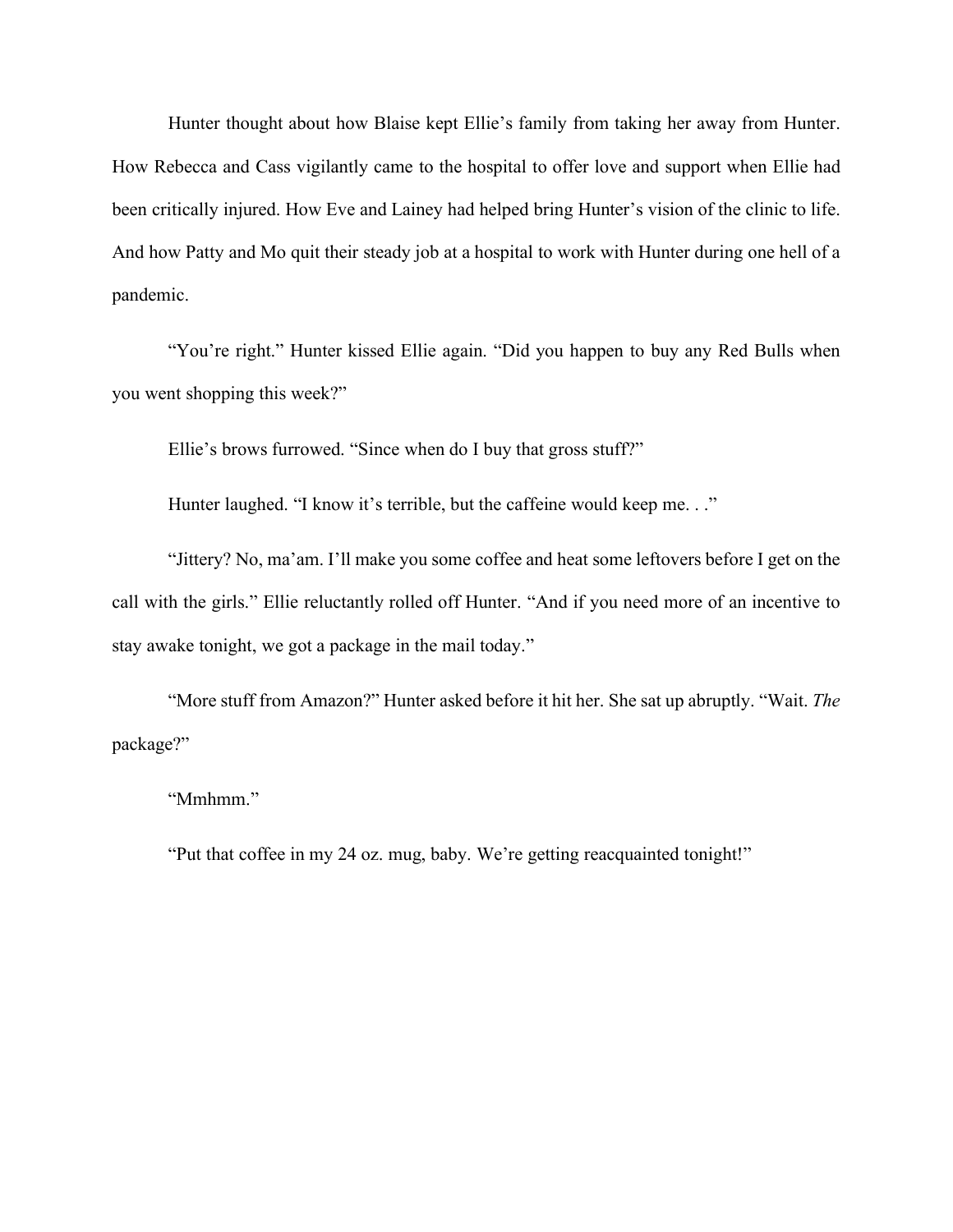Hunter thought about how Blaise kept Ellie's family from taking her away from Hunter. How Rebecca and Cass vigilantly came to the hospital to offer love and support when Ellie had been critically injured. How Eve and Lainey had helped bring Hunter's vision of the clinic to life. And how Patty and Mo quit their steady job at a hospital to work with Hunter during one hell of a pandemic.

"You're right." Hunter kissed Ellie again. "Did you happen to buy any Red Bulls when you went shopping this week?"

Ellie's brows furrowed. "Since when do I buy that gross stuff?"

Hunter laughed. "I know it's terrible, but the caffeine would keep me. . ."

"Jittery? No, ma'am. I'll make you some coffee and heat some leftovers before I get on the call with the girls." Ellie reluctantly rolled off Hunter. "And if you need more of an incentive to stay awake tonight, we got a package in the mail today."

"More stuff from Amazon?" Hunter asked before it hit her. She sat up abruptly. "Wait. *The* package?"

"Mmhmm."

"Put that coffee in my 24 oz. mug, baby. We're getting reacquainted tonight!"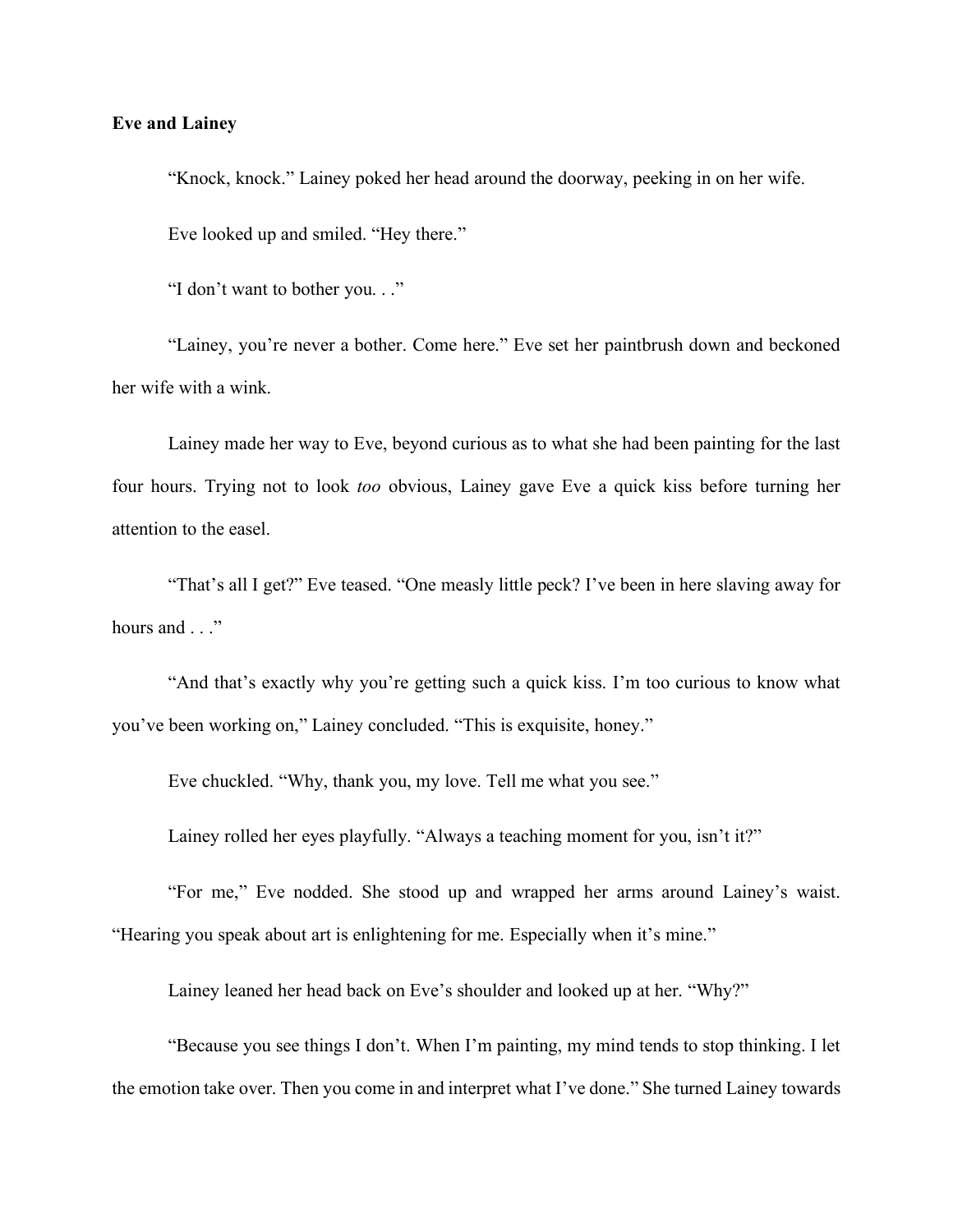**Eve and Lainey**

"Knock, knock." Lainey poked her head around the doorway, peeking in on her wife.

Eve looked up and smiled. "Hey there."

"I don't want to bother you. . ."

"Lainey, you're never a bother. Come here." Eve set her paintbrush down and beckoned her wife with a wink.

Lainey made her way to Eve, beyond curious as to what she had been painting for the last four hours. Trying not to look *too* obvious, Lainey gave Eve a quick kiss before turning her attention to the easel.

"That's all I get?" Eve teased. "One measly little peck? I've been in here slaving away for hours and . . ."

"And that's exactly why you're getting such a quick kiss. I'm too curious to know what you've been working on," Lainey concluded. "This is exquisite, honey."

Eve chuckled. "Why, thank you, my love. Tell me what you see."

Lainey rolled her eyes playfully. "Always a teaching moment for you, isn't it?"

"For me," Eve nodded. She stood up and wrapped her arms around Lainey's waist. "Hearing you speak about art is enlightening for me. Especially when it's mine."

Lainey leaned her head back on Eve's shoulder and looked up at her. "Why?"

"Because you see things I don't. When I'm painting, my mind tends to stop thinking. I let the emotion take over. Then you come in and interpret what I've done." She turned Lainey towards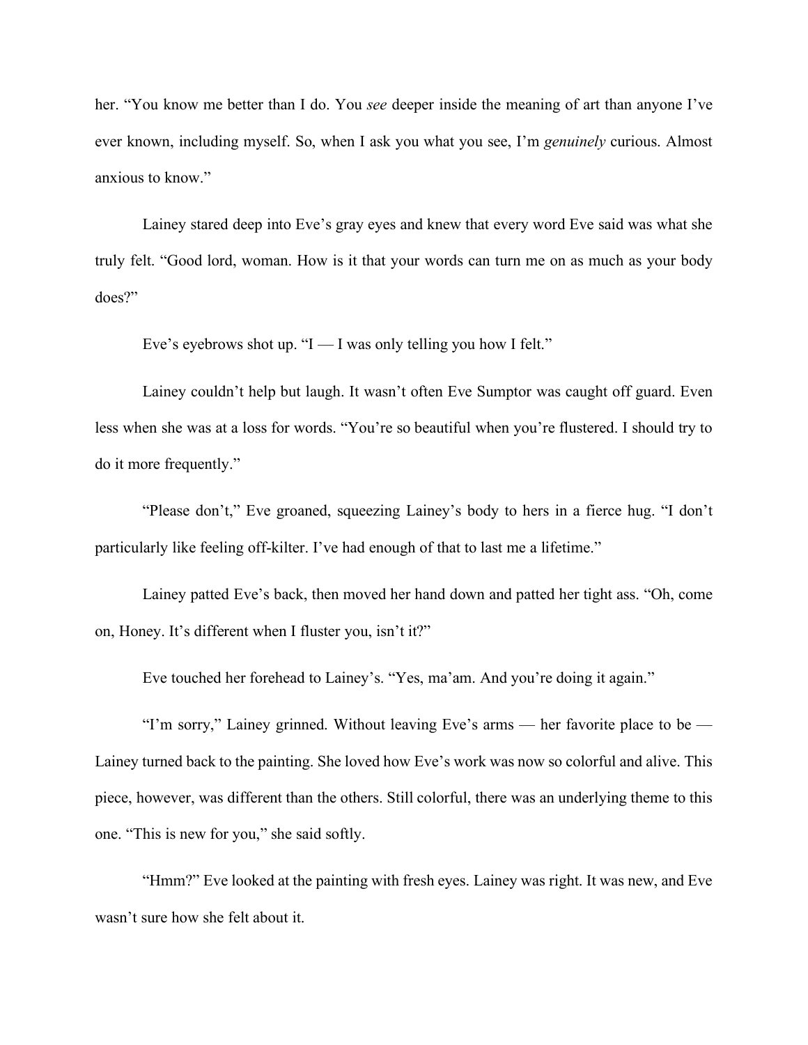her. "You know me better than I do. You *see* deeper inside the meaning of art than anyone I've ever known, including myself. So, when I ask you what you see, I'm *genuinely* curious. Almost anxious to know."

Lainey stared deep into Eve's gray eyes and knew that every word Eve said was what she truly felt. "Good lord, woman. How is it that your words can turn me on as much as your body does?"

Eve's eyebrows shot up. "I — I was only telling you how I felt."

Lainey couldn't help but laugh. It wasn't often Eve Sumptor was caught off guard. Even less when she was at a loss for words. "You're so beautiful when you're flustered. I should try to do it more frequently."

"Please don't," Eve groaned, squeezing Lainey's body to hers in a fierce hug. "I don't particularly like feeling off-kilter. I've had enough of that to last me a lifetime."

Lainey patted Eve's back, then moved her hand down and patted her tight ass. "Oh, come on, Honey. It's different when I fluster you, isn't it?"

Eve touched her forehead to Lainey's. "Yes, ma'am. And you're doing it again."

"I'm sorry," Lainey grinned. Without leaving Eve's arms — her favorite place to be — Lainey turned back to the painting. She loved how Eve's work was now so colorful and alive. This piece, however, was different than the others. Still colorful, there was an underlying theme to this one. "This is new for you," she said softly.

"Hmm?" Eve looked at the painting with fresh eyes. Lainey was right. It was new, and Eve wasn't sure how she felt about it.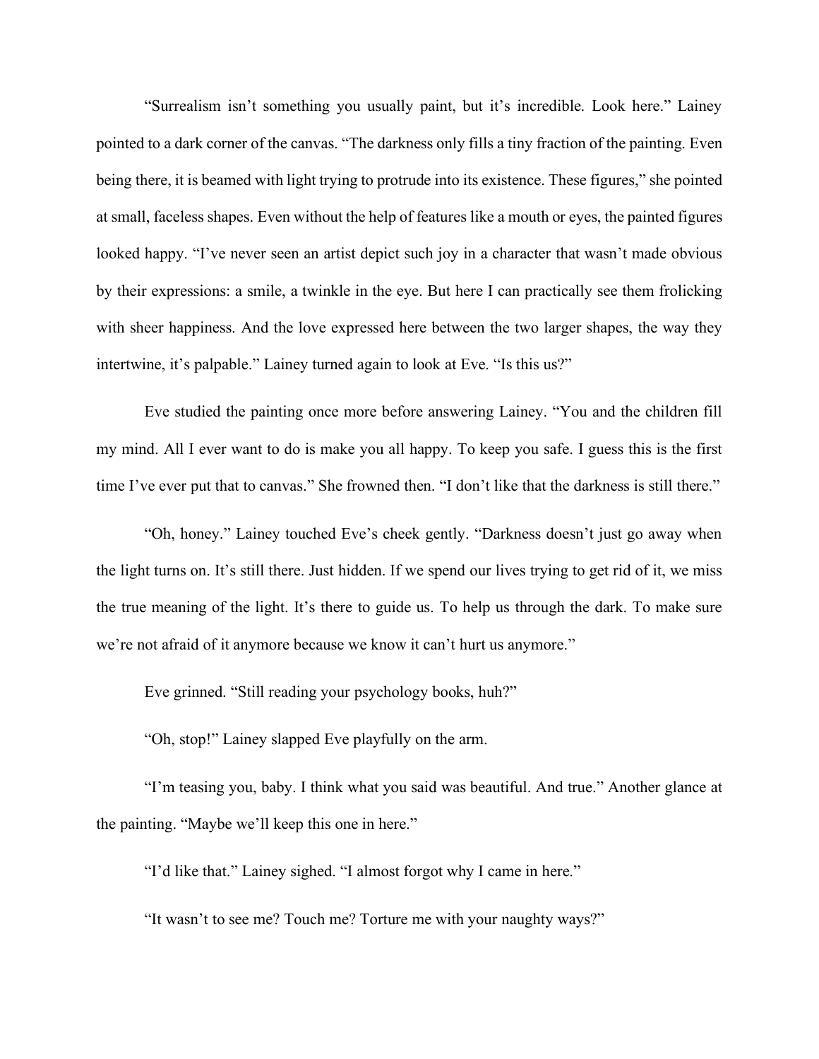"Surrealism isn't something you usually paint, but it's incredible. Look here." Lainey pointed to a dark corner of the canvas. "The darkness only fills a tiny fraction of the painting. Even being there, it is beamed with light trying to protrude into its existence. These figures," she pointed at small, faceless shapes. Even without the help of features like a mouth or eyes, the painted figures looked happy. "I've never seen an artist depict such joy in a character that wasn't made obvious by their expressions: a smile, a twinkle in the eye. But here I can practically see them frolicking with sheer happiness. And the love expressed here between the two larger shapes, the way they intertwine, it's palpable." Lainey turned again to look at Eve. "Is this us?"

Eve studied the painting once more before answering Lainey. "You and the children fill my mind. All I ever want to do is make you all happy. To keep you safe. I guess this is the first time I've ever put that to canvas." She frowned then. "I don't like that the darkness is still there."

"Oh, honey." Lainey touched Eve's cheek gently. "Darkness doesn't just go away when the light turns on. It's still there. Just hidden. If we spend our lives trying to get rid of it, we miss the true meaning of the light. It's there to guide us. To help us through the dark. To make sure we're not afraid of it anymore because we know it can't hurt us anymore."

Eve grinned. "Still reading your psychology books, huh?"

"Oh, stop!" Lainey slapped Eve playfully on the arm.

"I'm teasing you, baby. I think what you said was beautiful. And true." Another glance at the painting. "Maybe we'll keep this one in here."

"I'd like that." Lainey sighed. "I almost forgot why I came in here."

"It wasn't to see me? Touch me? Torture me with your naughty ways?"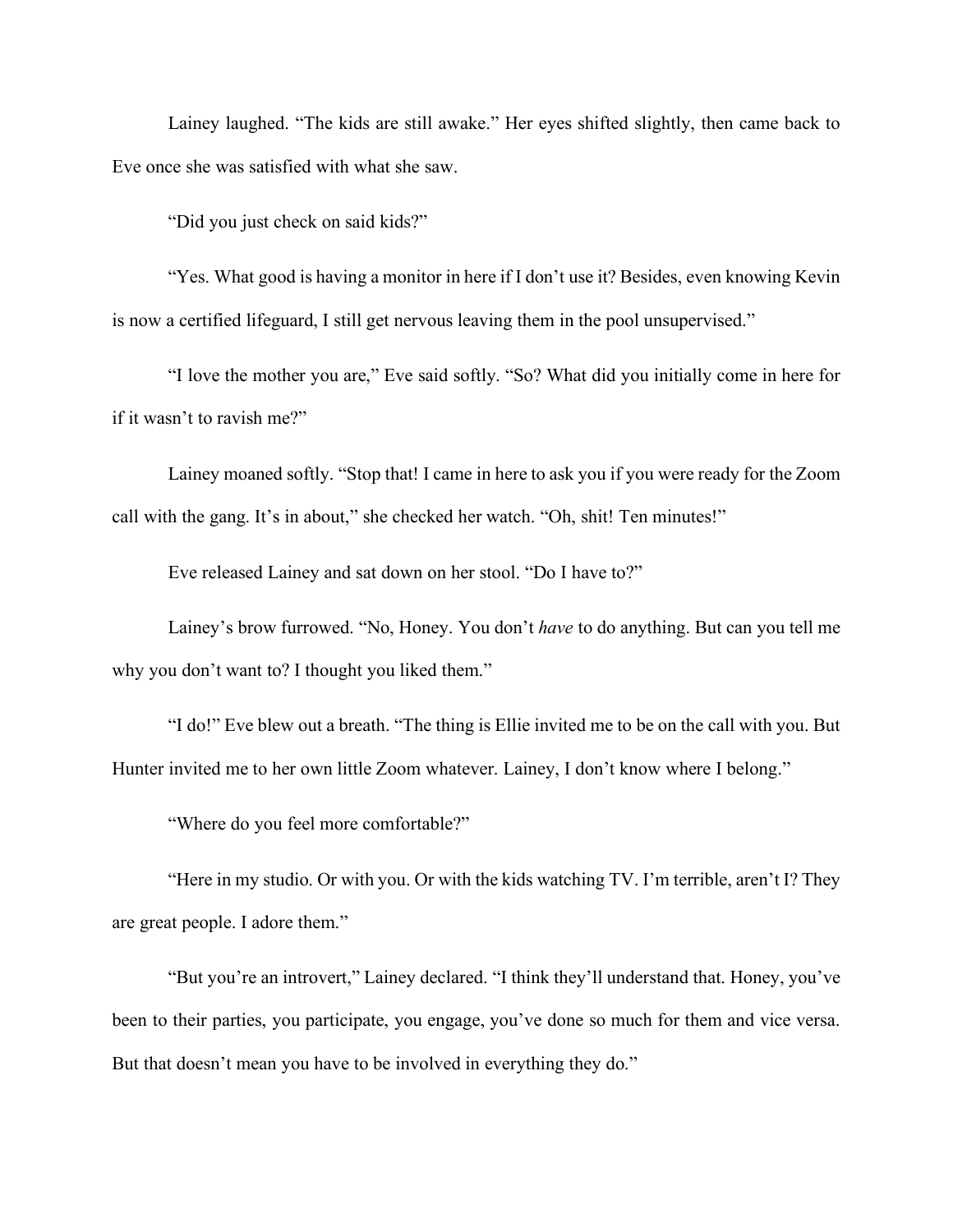Lainey laughed. "The kids are still awake." Her eyes shifted slightly, then came back to Eve once she was satisfied with what she saw.

"Did you just check on said kids?"

"Yes. What good is having a monitor in here if I don't use it? Besides, even knowing Kevin is now a certified lifeguard, I still get nervous leaving them in the pool unsupervised."

"I love the mother you are," Eve said softly. "So? What did you initially come in here for if it wasn't to ravish me?"

Lainey moaned softly. "Stop that! I came in here to ask you if you were ready for the Zoom call with the gang. It's in about," she checked her watch. "Oh, shit! Ten minutes!"

Eve released Lainey and sat down on her stool. "Do I have to?"

Lainey's brow furrowed. "No, Honey. You don't *have* to do anything. But can you tell me why you don't want to? I thought you liked them."

"I do!" Eve blew out a breath. "The thing is Ellie invited me to be on the call with you. But Hunter invited me to her own little Zoom whatever. Lainey, I don't know where I belong."

"Where do you feel more comfortable?"

"Here in my studio. Or with you. Or with the kids watching TV. I'm terrible, aren't I? They are great people. I adore them."

"But you're an introvert," Lainey declared. "I think they'll understand that. Honey, you've been to their parties, you participate, you engage, you've done so much for them and vice versa. But that doesn't mean you have to be involved in everything they do."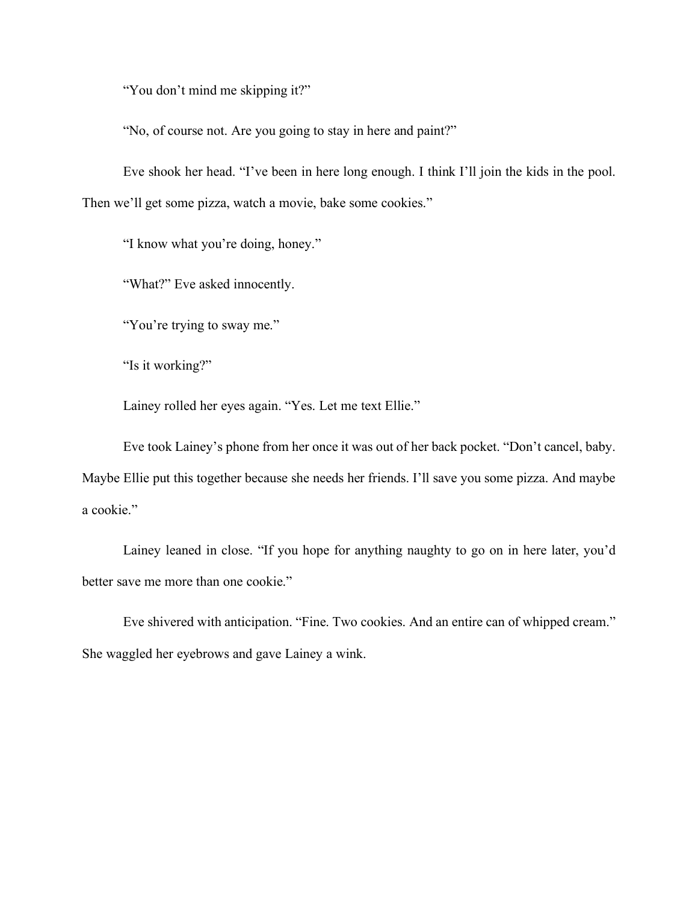"You don't mind me skipping it?"

"No, of course not. Are you going to stay in here and paint?"

Eve shook her head. "I've been in here long enough. I think I'll join the kids in the pool. Then we'll get some pizza, watch a movie, bake some cookies."

"I know what you're doing, honey."

"What?" Eve asked innocently.

"You're trying to sway me."

"Is it working?"

Lainey rolled her eyes again. "Yes. Let me text Ellie."

Eve took Lainey's phone from her once it was out of her back pocket. "Don't cancel, baby. Maybe Ellie put this together because she needs her friends. I'll save you some pizza. And maybe a cookie."

Lainey leaned in close. "If you hope for anything naughty to go on in here later, you'd better save me more than one cookie."

Eve shivered with anticipation. "Fine. Two cookies. And an entire can of whipped cream." She waggled her eyebrows and gave Lainey a wink.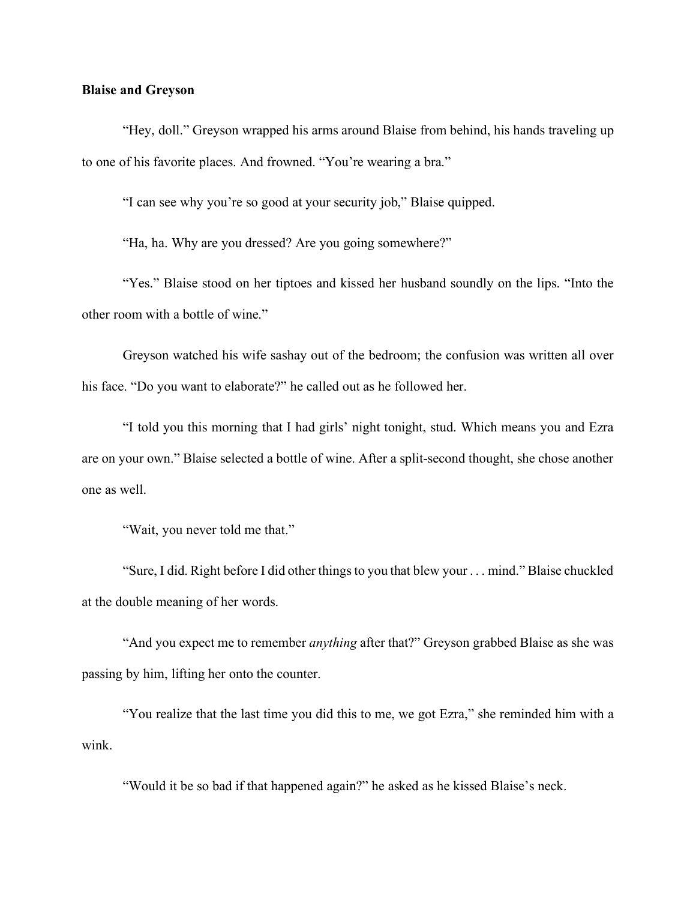**Blaise and Greyson**

"Hey, doll." Greyson wrapped his arms around Blaise from behind, his hands traveling up to one of his favorite places. And frowned. "You're wearing a bra."

"I can see why you're so good at your security job," Blaise quipped.

"Ha, ha. Why are you dressed? Are you going somewhere?"

"Yes." Blaise stood on her tiptoes and kissed her husband soundly on the lips. "Into the other room with a bottle of wine."

Greyson watched his wife sashay out of the bedroom; the confusion was written all over his face. "Do you want to elaborate?" he called out as he followed her.

"I told you this morning that I had girls' night tonight, stud. Which means you and Ezra are on your own." Blaise selected a bottle of wine. After a split-second thought, she chose another one as well.

"Wait, you never told me that."

"Sure, I did. Right before I did other things to you that blew your . . . mind." Blaise chuckled at the double meaning of her words.

"And you expect me to remember *anything* after that?" Greyson grabbed Blaise as she was passing by him, lifting her onto the counter.

"You realize that the last time you did this to me, we got Ezra," she reminded him with a wink.

"Would it be so bad if that happened again?" he asked as he kissed Blaise's neck.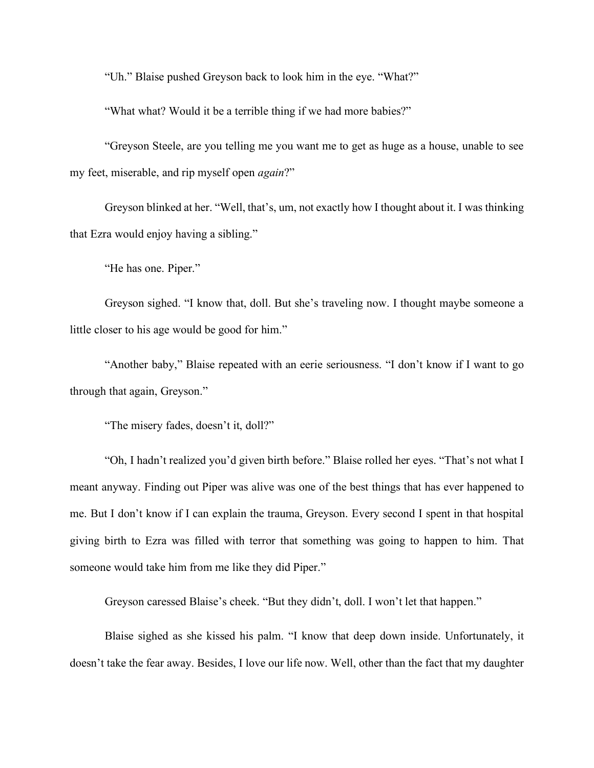"Uh." Blaise pushed Greyson back to look him in the eye. "What?"

"What what? Would it be a terrible thing if we had more babies?"

"Greyson Steele, are you telling me you want me to get as huge as a house, unable to see my feet, miserable, and rip myself open *again*?"

Greyson blinked at her. "Well, that's, um, not exactly how I thought about it. I was thinking that Ezra would enjoy having a sibling."

"He has one. Piper."

Greyson sighed. "I know that, doll. But she's traveling now. I thought maybe someone a little closer to his age would be good for him."

"Another baby," Blaise repeated with an eerie seriousness. "I don't know if I want to go through that again, Greyson."

"The misery fades, doesn't it, doll?"

"Oh, I hadn't realized you'd given birth before." Blaise rolled her eyes. "That's not what I meant anyway. Finding out Piper was alive was one of the best things that has ever happened to me. But I don't know if I can explain the trauma, Greyson. Every second I spent in that hospital giving birth to Ezra was filled with terror that something was going to happen to him. That someone would take him from me like they did Piper."

Greyson caressed Blaise's cheek. "But they didn't, doll. I won't let that happen."

Blaise sighed as she kissed his palm. "I know that deep down inside. Unfortunately, it doesn't take the fear away. Besides, I love our life now. Well, other than the fact that my daughter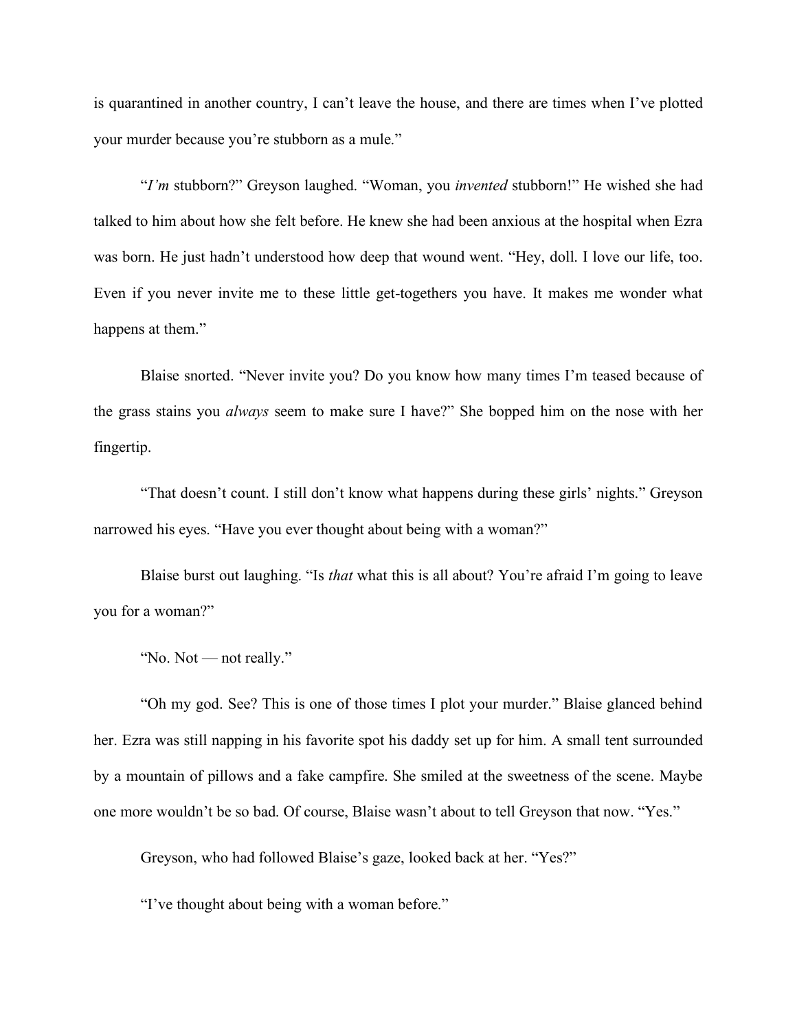is quarantined in another country, I can't leave the house, and there are times when I've plotted your murder because you're stubborn as a mule."

"*I'm* stubborn?" Greyson laughed. "Woman, you *invented* stubborn!" He wished she had talked to him about how she felt before. He knew she had been anxious at the hospital when Ezra was born. He just hadn't understood how deep that wound went. "Hey, doll. I love our life, too. Even if you never invite me to these little get-togethers you have. It makes me wonder what happens at them."

Blaise snorted. "Never invite you? Do you know how many times I'm teased because of the grass stains you *always* seem to make sure I have?" She bopped him on the nose with her fingertip.

"That doesn't count. I still don't know what happens during these girls' nights." Greyson narrowed his eyes. "Have you ever thought about being with a woman?"

Blaise burst out laughing. "Is *that* what this is all about? You're afraid I'm going to leave you for a woman?"

"No. Not — not really."

"Oh my god. See? This is one of those times I plot your murder." Blaise glanced behind her. Ezra was still napping in his favorite spot his daddy set up for him. A small tent surrounded by a mountain of pillows and a fake campfire. She smiled at the sweetness of the scene. Maybe one more wouldn't be so bad. Of course, Blaise wasn't about to tell Greyson that now. "Yes."

Greyson, who had followed Blaise's gaze, looked back at her. "Yes?"

"I've thought about being with a woman before."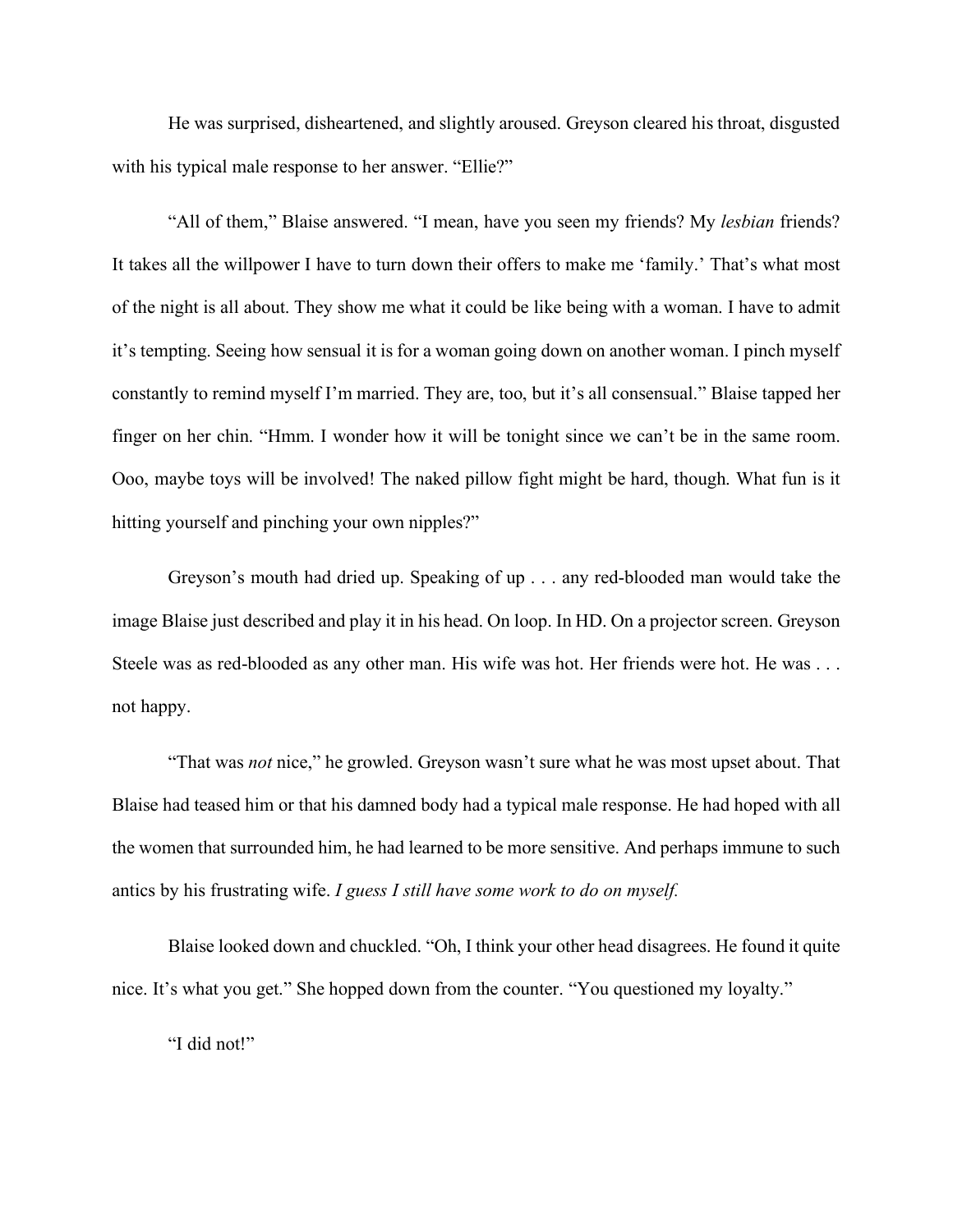He was surprised, disheartened, and slightly aroused. Greyson cleared his throat, disgusted with his typical male response to her answer. "Ellie?"

"All of them," Blaise answered. "I mean, have you seen my friends? My *lesbian* friends? It takes all the willpower I have to turn down their offers to make me 'family.' That's what most of the night is all about. They show me what it could be like being with a woman. I have to admit it's tempting. Seeing how sensual it is for a woman going down on another woman. I pinch myself constantly to remind myself I'm married. They are, too, but it's all consensual." Blaise tapped her finger on her chin. "Hmm. I wonder how it will be tonight since we can't be in the same room. Ooo, maybe toys will be involved! The naked pillow fight might be hard, though. What fun is it hitting yourself and pinching your own nipples?"

Greyson's mouth had dried up. Speaking of up . . . any red-blooded man would take the image Blaise just described and play it in his head. On loop. In HD. On a projector screen. Greyson Steele was as red-blooded as any other man. His wife was hot. Her friends were hot. He was . . . not happy.

"That was *not* nice," he growled. Greyson wasn't sure what he was most upset about. That Blaise had teased him or that his damned body had a typical male response. He had hoped with all the women that surrounded him, he had learned to be more sensitive. And perhaps immune to such antics by his frustrating wife. *I guess I still have some work to do on myself.*

Blaise looked down and chuckled. "Oh, I think your other head disagrees. He found it quite nice. It's what you get." She hopped down from the counter. "You questioned my loyalty."

"I did not!"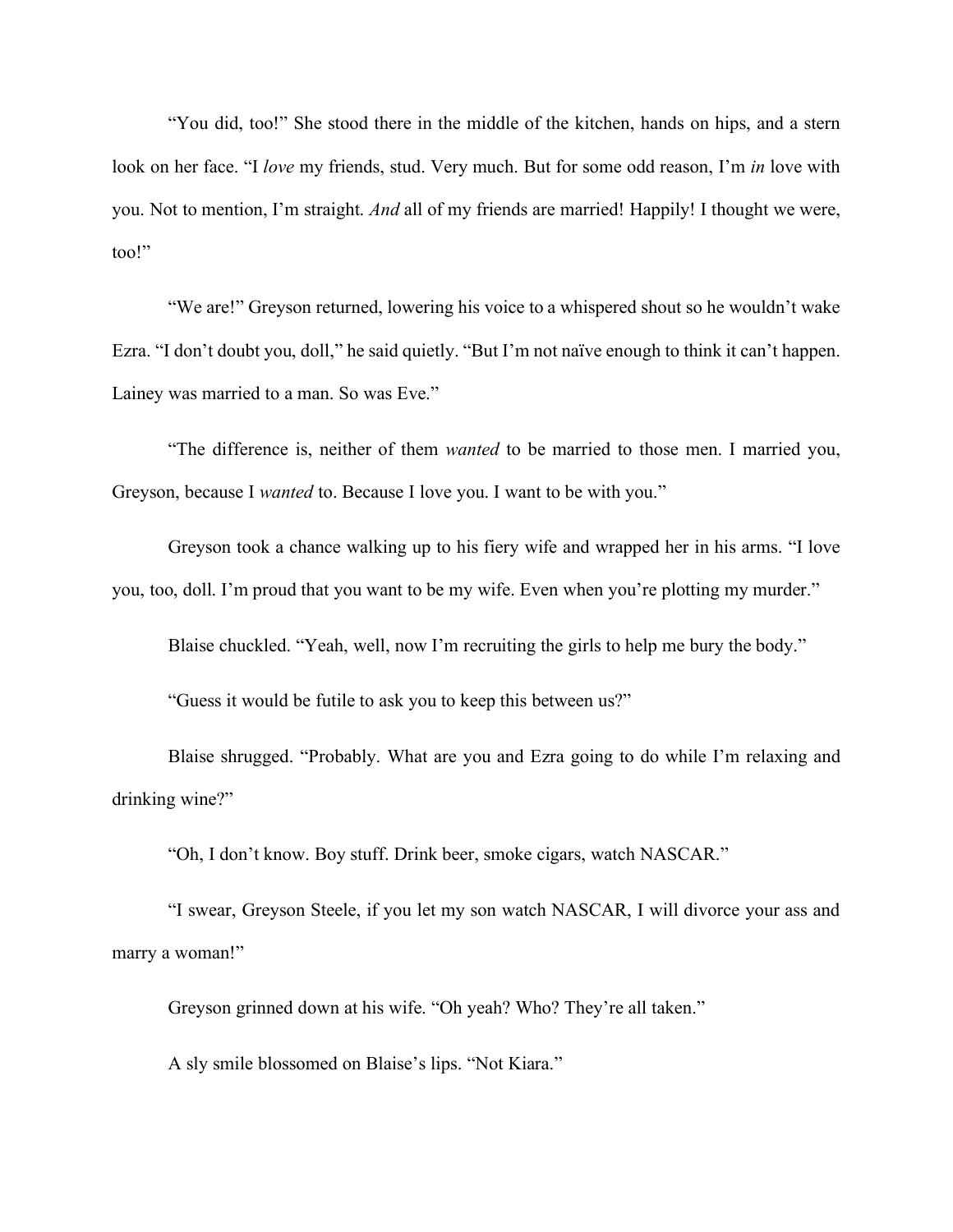"You did, too!" She stood there in the middle of the kitchen, hands on hips, and a stern look on her face. "I *love* my friends, stud. Very much. But for some odd reason, I'm *in* love with you. Not to mention, I'm straight. *And* all of my friends are married! Happily! I thought we were, too!"

"We are!" Greyson returned, lowering his voice to a whispered shout so he wouldn't wake Ezra. "I don't doubt you, doll," he said quietly. "But I'm not naïve enough to think it can't happen. Lainey was married to a man. So was Eve."

"The difference is, neither of them *wanted* to be married to those men. I married you, Greyson, because I *wanted* to. Because I love you. I want to be with you."

Greyson took a chance walking up to his fiery wife and wrapped her in his arms. "I love you, too, doll. I'm proud that you want to be my wife. Even when you're plotting my murder."

Blaise chuckled. "Yeah, well, now I'm recruiting the girls to help me bury the body."

"Guess it would be futile to ask you to keep this between us?"

Blaise shrugged. "Probably. What are you and Ezra going to do while I'm relaxing and drinking wine?"

"Oh, I don't know. Boy stuff. Drink beer, smoke cigars, watch NASCAR."

"I swear, Greyson Steele, if you let my son watch NASCAR, I will divorce your ass and marry a woman!"

Greyson grinned down at his wife. "Oh yeah? Who? They're all taken."

A sly smile blossomed on Blaise's lips. "Not Kiara."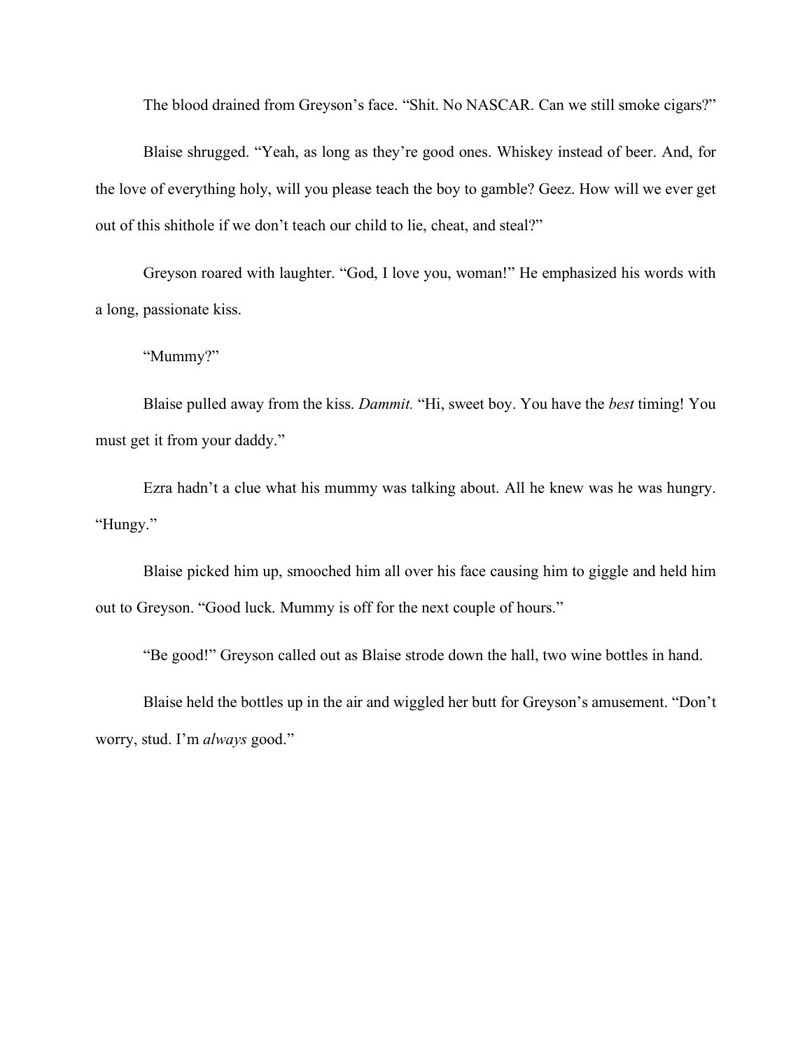The blood drained from Greyson's face. "Shit. No NASCAR. Can we still smoke cigars?"

Blaise shrugged. "Yeah, as long as they're good ones. Whiskey instead of beer. And, for the love of everything holy, will you please teach the boy to gamble? Geez. How will we ever get out of this shithole if we don't teach our child to lie, cheat, and steal?"

Greyson roared with laughter. "God, I love you, woman!" He emphasized his words with a long, passionate kiss.

"Mummy?"

Blaise pulled away from the kiss. *Dammit.* "Hi, sweet boy. You have the *best* timing! You must get it from your daddy."

Ezra hadn't a clue what his mummy was talking about. All he knew was he was hungry. "Hungy."

Blaise picked him up, smooched him all over his face causing him to giggle and held him out to Greyson. "Good luck. Mummy is off for the next couple of hours."

"Be good!" Greyson called out as Blaise strode down the hall, two wine bottles in hand.

Blaise held the bottles up in the air and wiggled her butt for Greyson's amusement. "Don't worry, stud. I'm *always* good."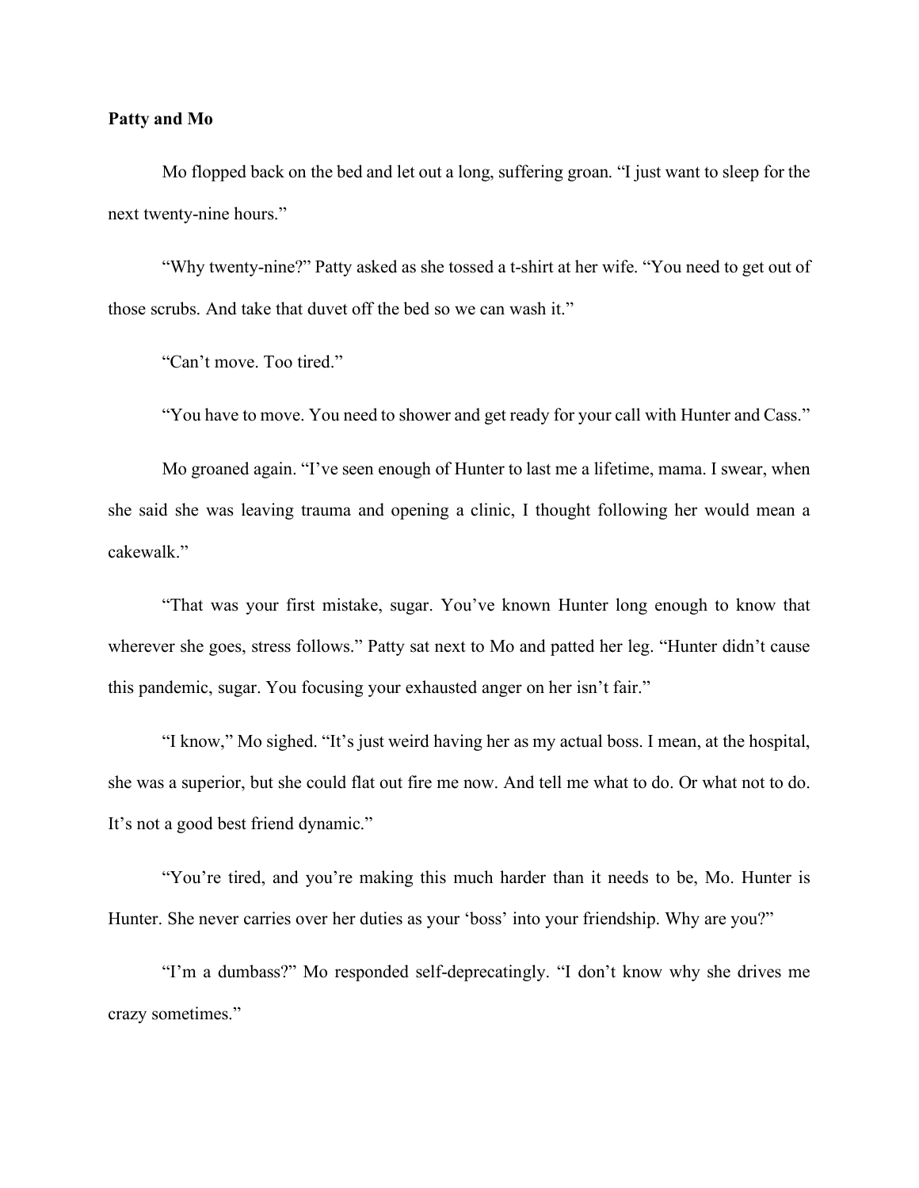**Patty and Mo**

Mo flopped back on the bed and let out a long, suffering groan. "I just want to sleep for the next twenty-nine hours."

"Why twenty-nine?" Patty asked as she tossed a t-shirt at her wife. "You need to get out of those scrubs. And take that duvet off the bed so we can wash it."

"Can't move. Too tired."

"You have to move. You need to shower and get ready for your call with Hunter and Cass."

Mo groaned again. "I've seen enough of Hunter to last me a lifetime, mama. I swear, when she said she was leaving trauma and opening a clinic, I thought following her would mean a cakewalk."

"That was your first mistake, sugar. You've known Hunter long enough to know that wherever she goes, stress follows." Patty sat next to Mo and patted her leg. "Hunter didn't cause this pandemic, sugar. You focusing your exhausted anger on her isn't fair."

"I know," Mo sighed. "It's just weird having her as my actual boss. I mean, at the hospital, she was a superior, but she could flat out fire me now. And tell me what to do. Or what not to do. It's not a good best friend dynamic."

"You're tired, and you're making this much harder than it needs to be, Mo. Hunter is Hunter. She never carries over her duties as your 'boss' into your friendship. Why are you?"

"I'm a dumbass?" Mo responded self-deprecatingly. "I don't know why she drives me crazy sometimes."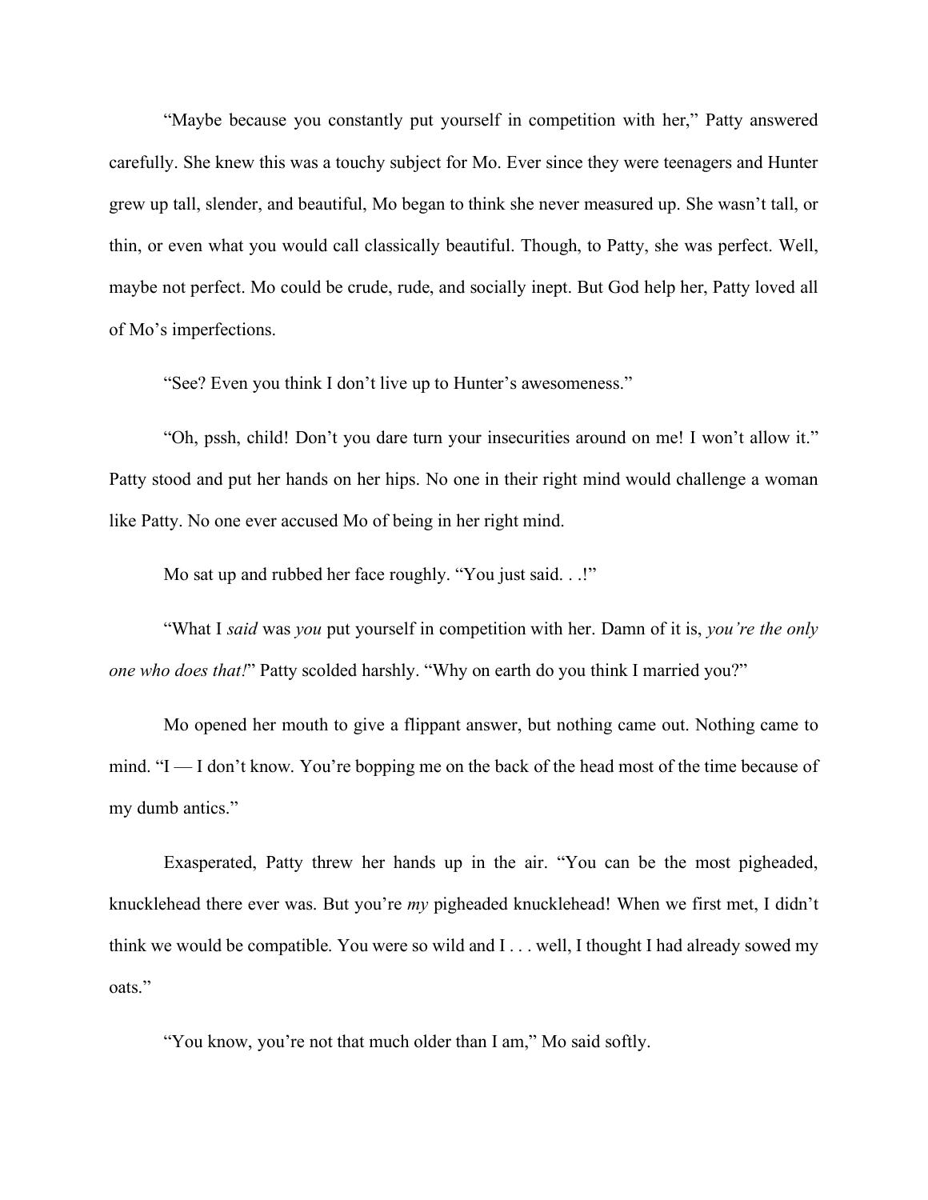"Maybe because you constantly put yourself in competition with her," Patty answered carefully. She knew this was a touchy subject for Mo. Ever since they were teenagers and Hunter grew up tall, slender, and beautiful, Mo began to think she never measured up. She wasn't tall, or thin, or even what you would call classically beautiful. Though, to Patty, she was perfect. Well, maybe not perfect. Mo could be crude, rude, and socially inept. But God help her, Patty loved all of Mo's imperfections.

"See? Even you think I don't live up to Hunter's awesomeness."

"Oh, pssh, child! Don't you dare turn your insecurities around on me! I won't allow it." Patty stood and put her hands on her hips. No one in their right mind would challenge a woman like Patty. No one ever accused Mo of being in her right mind.

Mo sat up and rubbed her face roughly. "You just said. . .!"

"What I *said* was *you* put yourself in competition with her. Damn of it is, *you're the only one who does that!*" Patty scolded harshly. "Why on earth do you think I married you?"

Mo opened her mouth to give a flippant answer, but nothing came out. Nothing came to mind. "I — I don't know. You're bopping me on the back of the head most of the time because of my dumb antics."

Exasperated, Patty threw her hands up in the air. "You can be the most pigheaded, knucklehead there ever was. But you're *my* pigheaded knucklehead! When we first met, I didn't think we would be compatible. You were so wild and I . . . well, I thought I had already sowed my oats."

"You know, you're not that much older than I am," Mo said softly.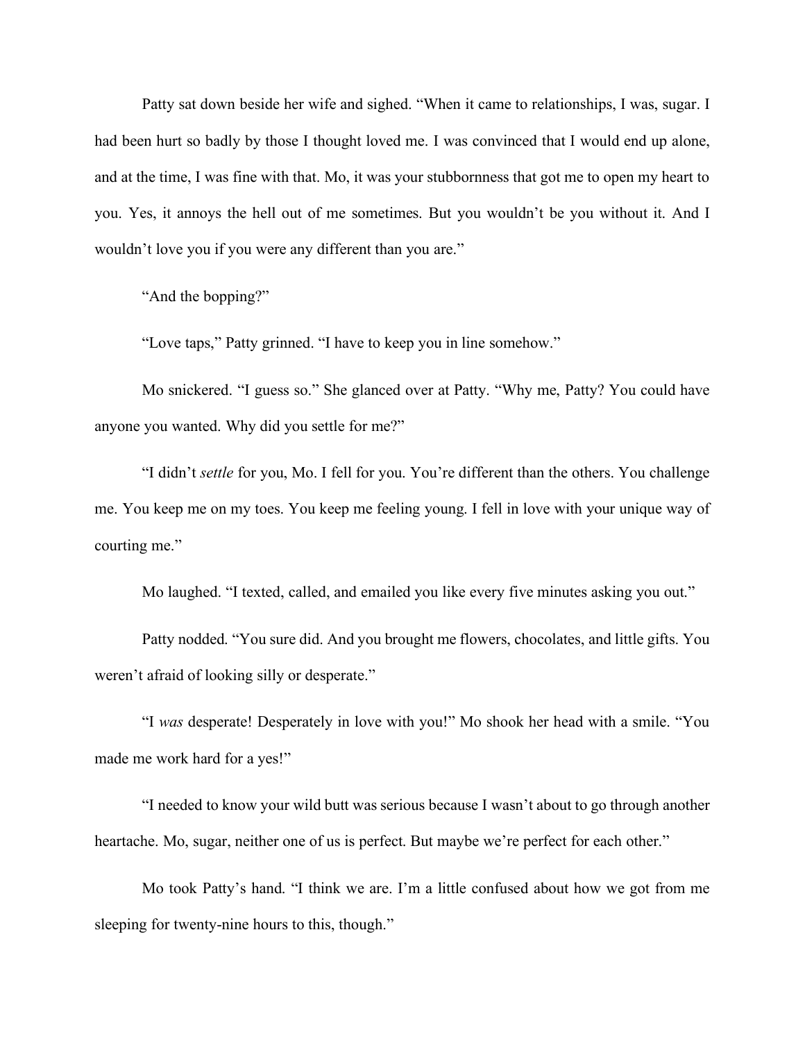Patty sat down beside her wife and sighed. "When it came to relationships, I was, sugar. I had been hurt so badly by those I thought loved me. I was convinced that I would end up alone, and at the time, I was fine with that. Mo, it was your stubbornness that got me to open my heart to you. Yes, it annoys the hell out of me sometimes. But you wouldn't be you without it. And I wouldn't love you if you were any different than you are."

"And the bopping?"

"Love taps," Patty grinned. "I have to keep you in line somehow."

Mo snickered. "I guess so." She glanced over at Patty. "Why me, Patty? You could have anyone you wanted. Why did you settle for me?"

"I didn't *settle* for you, Mo. I fell for you. You're different than the others. You challenge me. You keep me on my toes. You keep me feeling young. I fell in love with your unique way of courting me."

Mo laughed. "I texted, called, and emailed you like every five minutes asking you out."

Patty nodded. "You sure did. And you brought me flowers, chocolates, and little gifts. You weren't afraid of looking silly or desperate."

"I *was* desperate! Desperately in love with you!" Mo shook her head with a smile. "You made me work hard for a yes!"

"I needed to know your wild butt was serious because I wasn't about to go through another heartache. Mo, sugar, neither one of us is perfect. But maybe we're perfect for each other."

Mo took Patty's hand. "I think we are. I'm a little confused about how we got from me sleeping for twenty-nine hours to this, though."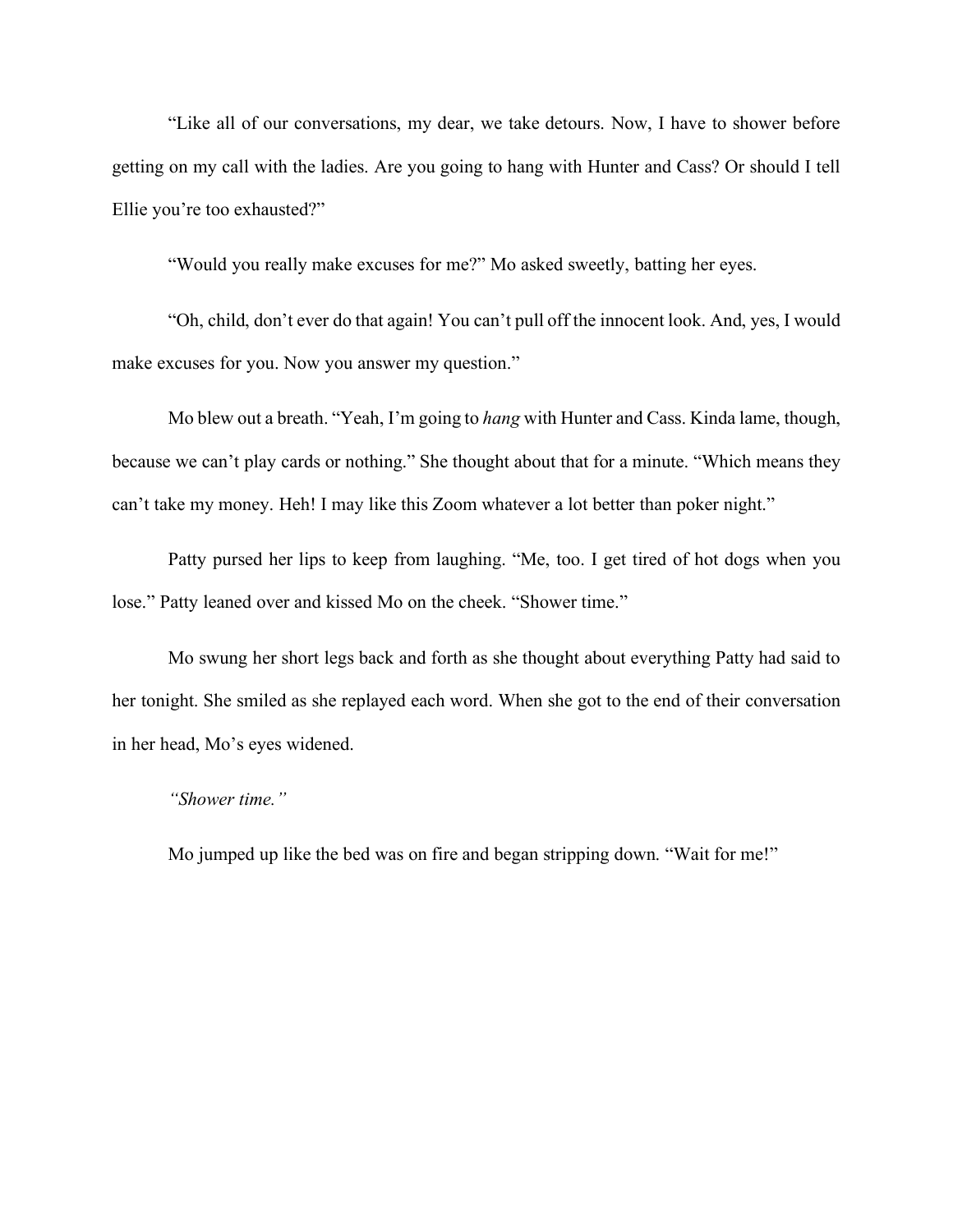"Like all of our conversations, my dear, we take detours. Now, I have to shower before getting on my call with the ladies. Are you going to hang with Hunter and Cass? Or should I tell Ellie you're too exhausted?"

"Would you really make excuses for me?" Mo asked sweetly, batting her eyes.

"Oh, child, don't ever do that again! You can't pull off the innocent look. And, yes, I would make excuses for you. Now you answer my question."

Mo blew out a breath. "Yeah, I'm going to *hang* with Hunter and Cass. Kinda lame, though, because we can't play cards or nothing." She thought about that for a minute. "Which means they can't take my money. Heh! I may like this Zoom whatever a lot better than poker night."

Patty pursed her lips to keep from laughing. "Me, too. I get tired of hot dogs when you lose." Patty leaned over and kissed Mo on the cheek. "Shower time."

Mo swung her short legs back and forth as she thought about everything Patty had said to her tonight. She smiled as she replayed each word. When she got to the end of their conversation in her head, Mo's eyes widened.

*"Shower time."*

Mo jumped up like the bed was on fire and began stripping down. "Wait for me!"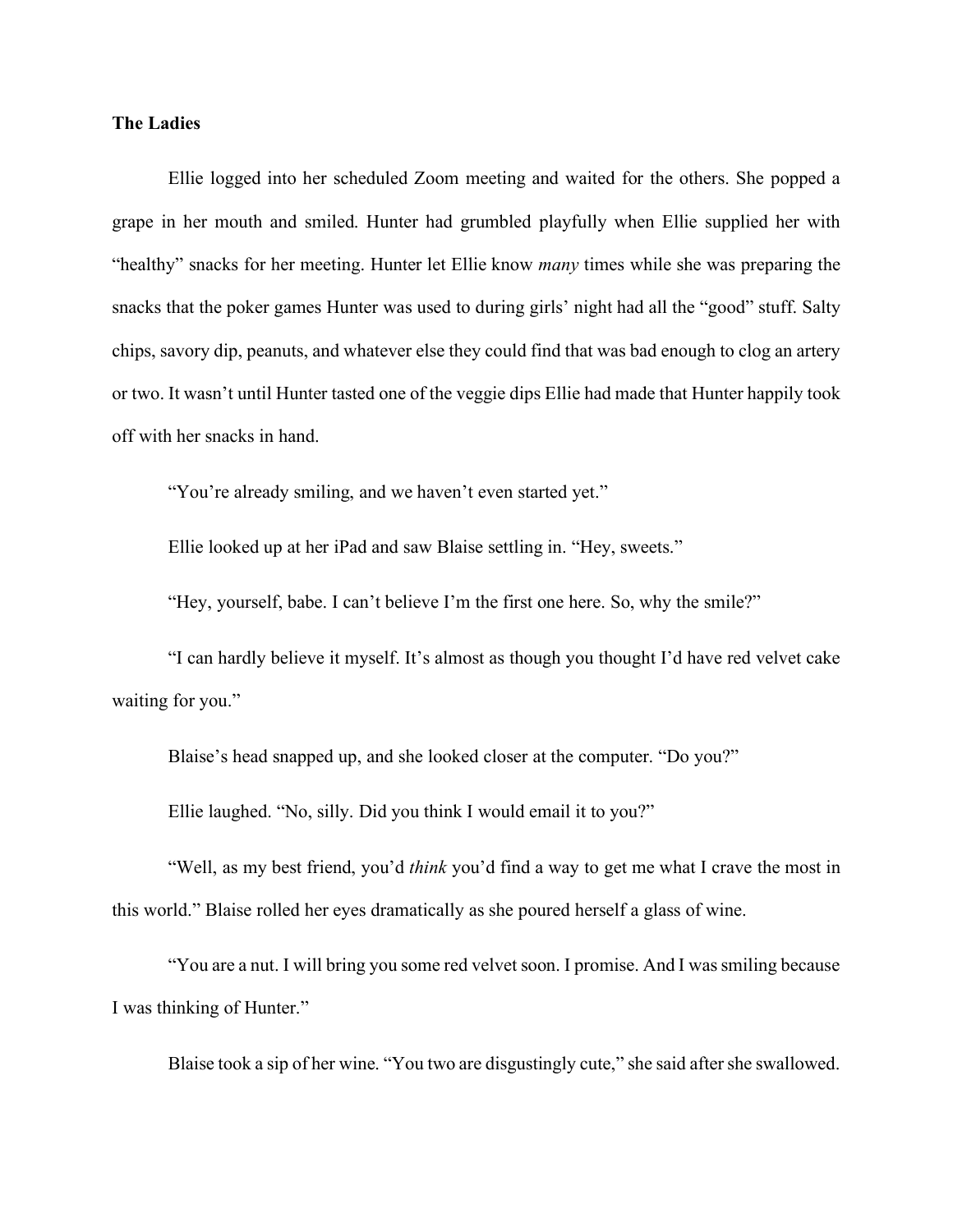**The Ladies**

Ellie logged into her scheduled Zoom meeting and waited for the others. She popped a grape in her mouth and smiled. Hunter had grumbled playfully when Ellie supplied her with "healthy" snacks for her meeting. Hunter let Ellie know *many* times while she was preparing the snacks that the poker games Hunter was used to during girls' night had all the "good" stuff. Salty chips, savory dip, peanuts, and whatever else they could find that was bad enough to clog an artery or two. It wasn't until Hunter tasted one of the veggie dips Ellie had made that Hunter happily took off with her snacks in hand.

"You're already smiling, and we haven't even started yet."

Ellie looked up at her iPad and saw Blaise settling in. "Hey, sweets."

"Hey, yourself, babe. I can't believe I'm the first one here. So, why the smile?"

"I can hardly believe it myself. It's almost as though you thought I'd have red velvet cake waiting for you."

Blaise's head snapped up, and she looked closer at the computer. "Do you?"

Ellie laughed. "No, silly. Did you think I would email it to you?"

"Well, as my best friend, you'd *think* you'd find a way to get me what I crave the most in this world." Blaise rolled her eyes dramatically as she poured herself a glass of wine.

"You are a nut. I will bring you some red velvet soon. I promise. And I was smiling because I was thinking of Hunter."

Blaise took a sip of her wine. "You two are disgustingly cute," she said after she swallowed.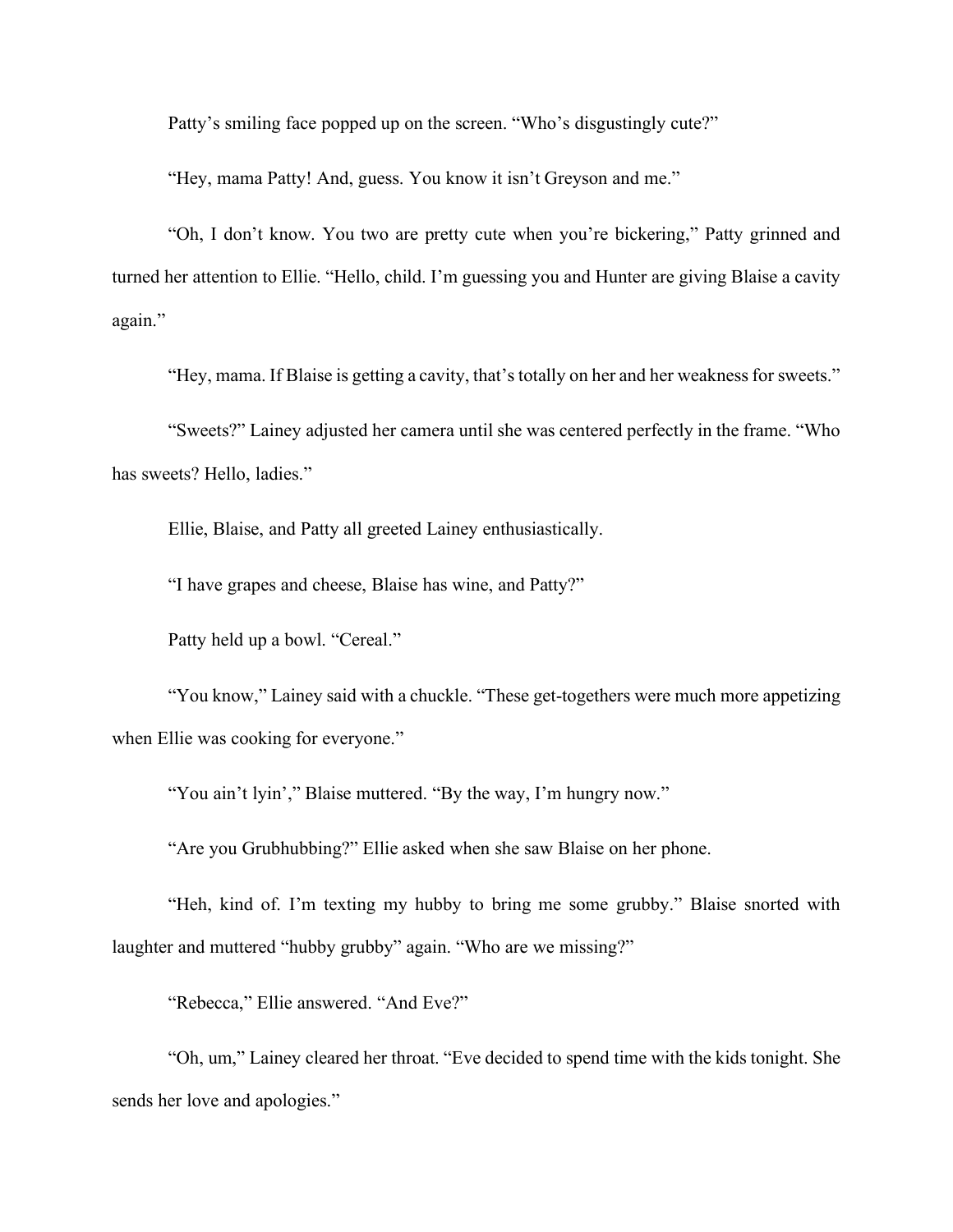Patty's smiling face popped up on the screen. "Who's disgustingly cute?"

"Hey, mama Patty! And, guess. You know it isn't Greyson and me."

"Oh, I don't know. You two are pretty cute when you're bickering," Patty grinned and turned her attention to Ellie. "Hello, child. I'm guessing you and Hunter are giving Blaise a cavity again."

"Hey, mama. If Blaise is getting a cavity, that's totally on her and her weakness for sweets."

"Sweets?" Lainey adjusted her camera until she was centered perfectly in the frame. "Who has sweets? Hello, ladies."

Ellie, Blaise, and Patty all greeted Lainey enthusiastically.

"I have grapes and cheese, Blaise has wine, and Patty?"

Patty held up a bowl. "Cereal."

"You know," Lainey said with a chuckle. "These get-togethers were much more appetizing when Ellie was cooking for everyone."

"You ain't lyin'," Blaise muttered. "By the way, I'm hungry now."

"Are you Grubhubbing?" Ellie asked when she saw Blaise on her phone.

"Heh, kind of. I'm texting my hubby to bring me some grubby." Blaise snorted with laughter and muttered "hubby grubby" again. "Who are we missing?"

"Rebecca," Ellie answered. "And Eve?"

"Oh, um," Lainey cleared her throat. "Eve decided to spend time with the kids tonight. She sends her love and apologies."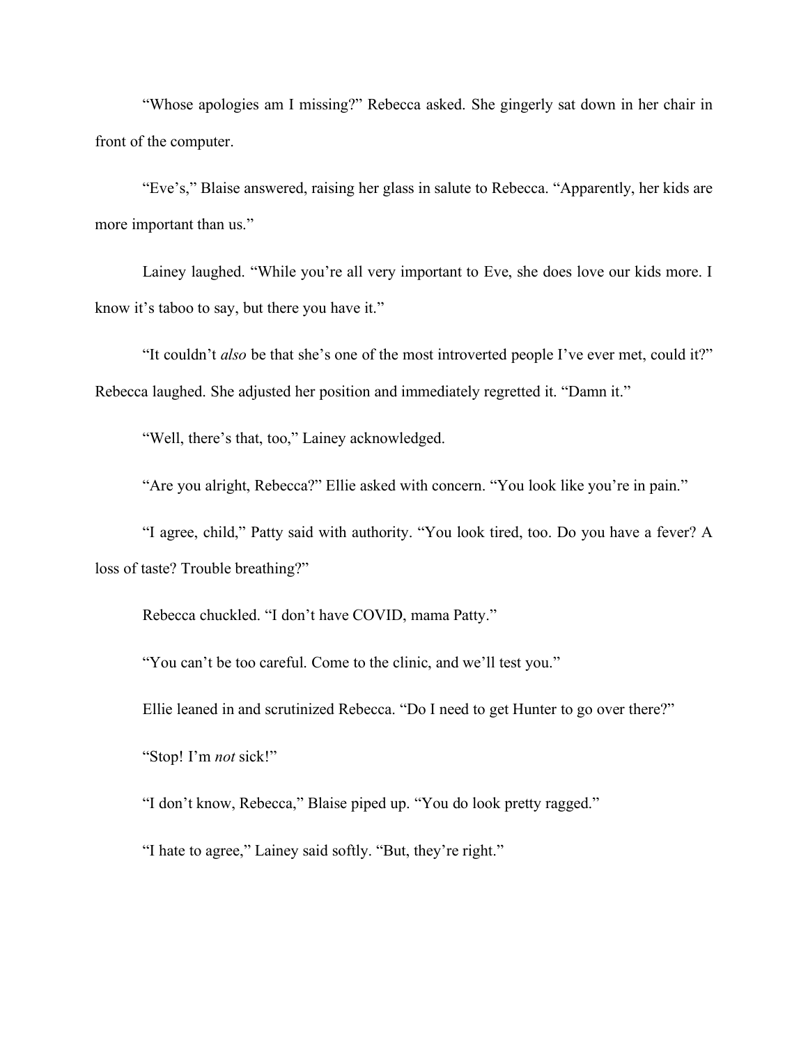"Whose apologies am I missing?" Rebecca asked. She gingerly sat down in her chair in front of the computer.

"Eve's," Blaise answered, raising her glass in salute to Rebecca. "Apparently, her kids are more important than us."

Lainey laughed. "While you're all very important to Eve, she does love our kids more. I know it's taboo to say, but there you have it."

"It couldn't *also* be that she's one of the most introverted people I've ever met, could it?" Rebecca laughed. She adjusted her position and immediately regretted it. "Damn it."

"Well, there's that, too," Lainey acknowledged.

"Are you alright, Rebecca?" Ellie asked with concern. "You look like you're in pain."

"I agree, child," Patty said with authority. "You look tired, too. Do you have a fever? A loss of taste? Trouble breathing?"

Rebecca chuckled. "I don't have COVID, mama Patty."

"You can't be too careful. Come to the clinic, and we'll test you."

Ellie leaned in and scrutinized Rebecca. "Do I need to get Hunter to go over there?"

"Stop! I'm *not* sick!"

"I don't know, Rebecca," Blaise piped up. "You do look pretty ragged."

"I hate to agree," Lainey said softly. "But, they're right."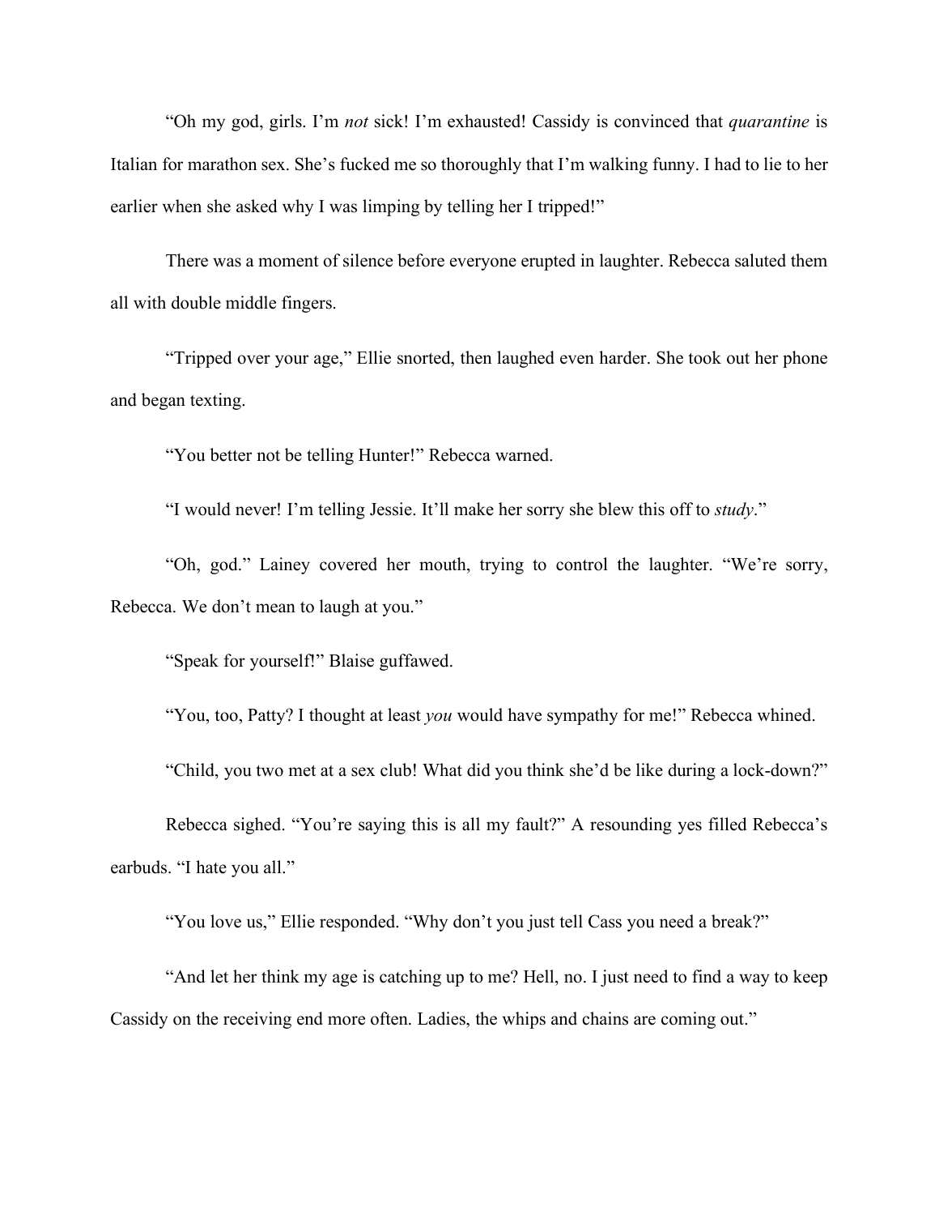"Oh my god, girls. I'm *not* sick! I'm exhausted! Cassidy is convinced that *quarantine* is Italian for marathon sex. She's fucked me so thoroughly that I'm walking funny. I had to lie to her earlier when she asked why I was limping by telling her I tripped!"

There was a moment of silence before everyone erupted in laughter. Rebecca saluted them all with double middle fingers.

"Tripped over your age," Ellie snorted, then laughed even harder. She took out her phone and began texting.

"You better not be telling Hunter!" Rebecca warned.

"I would never! I'm telling Jessie. It'll make her sorry she blew this off to *study*."

"Oh, god." Lainey covered her mouth, trying to control the laughter. "We're sorry, Rebecca. We don't mean to laugh at you."

"Speak for yourself!" Blaise guffawed.

"You, too, Patty? I thought at least *you* would have sympathy for me!" Rebecca whined.

"Child, you two met at a sex club! What did you think she'd be like during a lock-down?"

Rebecca sighed. "You're saying this is all my fault?" A resounding yes filled Rebecca's earbuds. "I hate you all."

"You love us," Ellie responded. "Why don't you just tell Cass you need a break?"

"And let her think my age is catching up to me? Hell, no. I just need to find a way to keep Cassidy on the receiving end more often. Ladies, the whips and chains are coming out."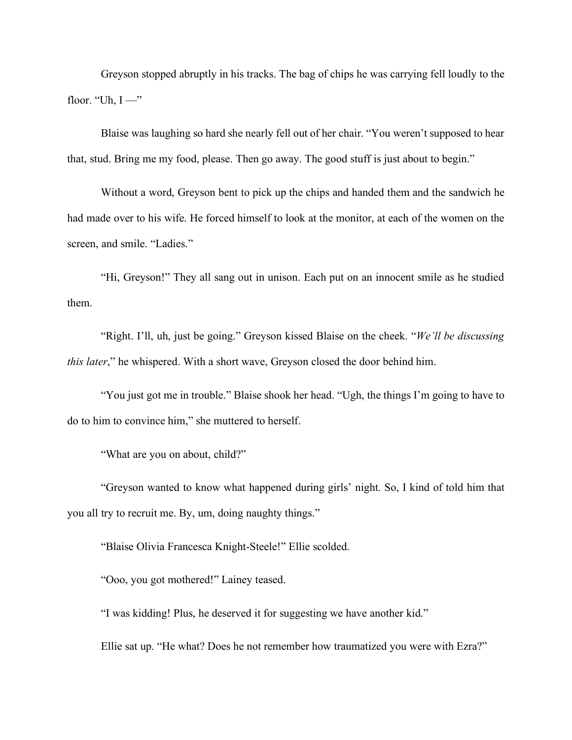Greyson stopped abruptly in his tracks. The bag of chips he was carrying fell loudly to the floor. "Uh, I —"

Blaise was laughing so hard she nearly fell out of her chair. "You weren't supposed to hear that, stud. Bring me my food, please. Then go away. The good stuff is just about to begin."

Without a word, Greyson bent to pick up the chips and handed them and the sandwich he had made over to his wife. He forced himself to look at the monitor, at each of the women on the screen, and smile. "Ladies."

"Hi, Greyson!" They all sang out in unison. Each put on an innocent smile as he studied them.

"Right. I'll, uh, just be going." Greyson kissed Blaise on the cheek. "*We'll be discussing this later*," he whispered. With a short wave, Greyson closed the door behind him.

"You just got me in trouble." Blaise shook her head. "Ugh, the things I'm going to have to do to him to convince him," she muttered to herself.

"What are you on about, child?"

"Greyson wanted to know what happened during girls' night. So, I kind of told him that you all try to recruit me. By, um, doing naughty things."

"Blaise Olivia Francesca Knight-Steele!" Ellie scolded.

"Ooo, you got mothered!" Lainey teased.

"I was kidding! Plus, he deserved it for suggesting we have another kid."

Ellie sat up. "He what? Does he not remember how traumatized you were with Ezra?"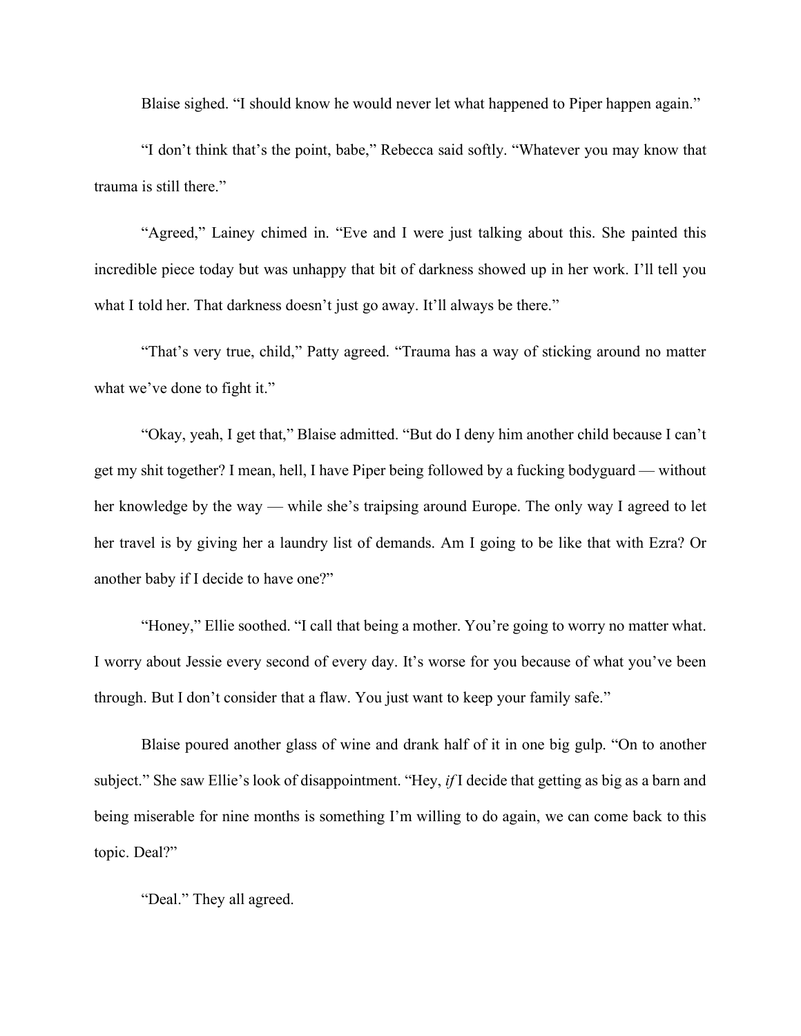Blaise sighed. "I should know he would never let what happened to Piper happen again."

"I don't think that's the point, babe," Rebecca said softly. "Whatever you may know that trauma is still there."

"Agreed," Lainey chimed in. "Eve and I were just talking about this. She painted this incredible piece today but was unhappy that bit of darkness showed up in her work. I'll tell you what I told her. That darkness doesn't just go away. It'll always be there."

"That's very true, child," Patty agreed. "Trauma has a way of sticking around no matter what we've done to fight it."

"Okay, yeah, I get that," Blaise admitted. "But do I deny him another child because I can't get my shit together? I mean, hell, I have Piper being followed by a fucking bodyguard — without her knowledge by the way — while she's traipsing around Europe. The only way I agreed to let her travel is by giving her a laundry list of demands. Am I going to be like that with Ezra? Or another baby if I decide to have one?"

"Honey," Ellie soothed. "I call that being a mother. You're going to worry no matter what. I worry about Jessie every second of every day. It's worse for you because of what you've been through. But I don't consider that a flaw. You just want to keep your family safe."

Blaise poured another glass of wine and drank half of it in one big gulp. "On to another subject." She saw Ellie's look of disappointment. "Hey, *if* I decide that getting as big as a barn and being miserable for nine months is something I'm willing to do again, we can come back to this topic. Deal?"

"Deal." They all agreed.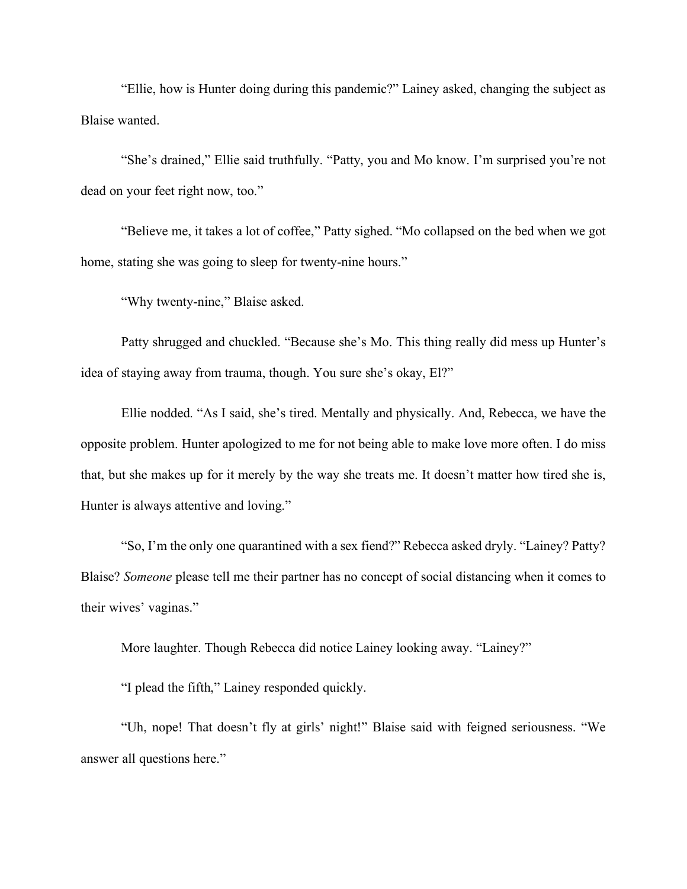"Ellie, how is Hunter doing during this pandemic?" Lainey asked, changing the subject as Blaise wanted.

"She's drained," Ellie said truthfully. "Patty, you and Mo know. I'm surprised you're not dead on your feet right now, too."

"Believe me, it takes a lot of coffee," Patty sighed. "Mo collapsed on the bed when we got home, stating she was going to sleep for twenty-nine hours."

"Why twenty-nine," Blaise asked.

Patty shrugged and chuckled. "Because she's Mo. This thing really did mess up Hunter's idea of staying away from trauma, though. You sure she's okay, El?"

Ellie nodded. "As I said, she's tired. Mentally and physically. And, Rebecca, we have the opposite problem. Hunter apologized to me for not being able to make love more often. I do miss that, but she makes up for it merely by the way she treats me. It doesn't matter how tired she is, Hunter is always attentive and loving."

"So, I'm the only one quarantined with a sex fiend?" Rebecca asked dryly. "Lainey? Patty? Blaise? *Someone* please tell me their partner has no concept of social distancing when it comes to their wives' vaginas."

More laughter. Though Rebecca did notice Lainey looking away. "Lainey?"

"I plead the fifth," Lainey responded quickly.

"Uh, nope! That doesn't fly at girls' night!" Blaise said with feigned seriousness. "We answer all questions here."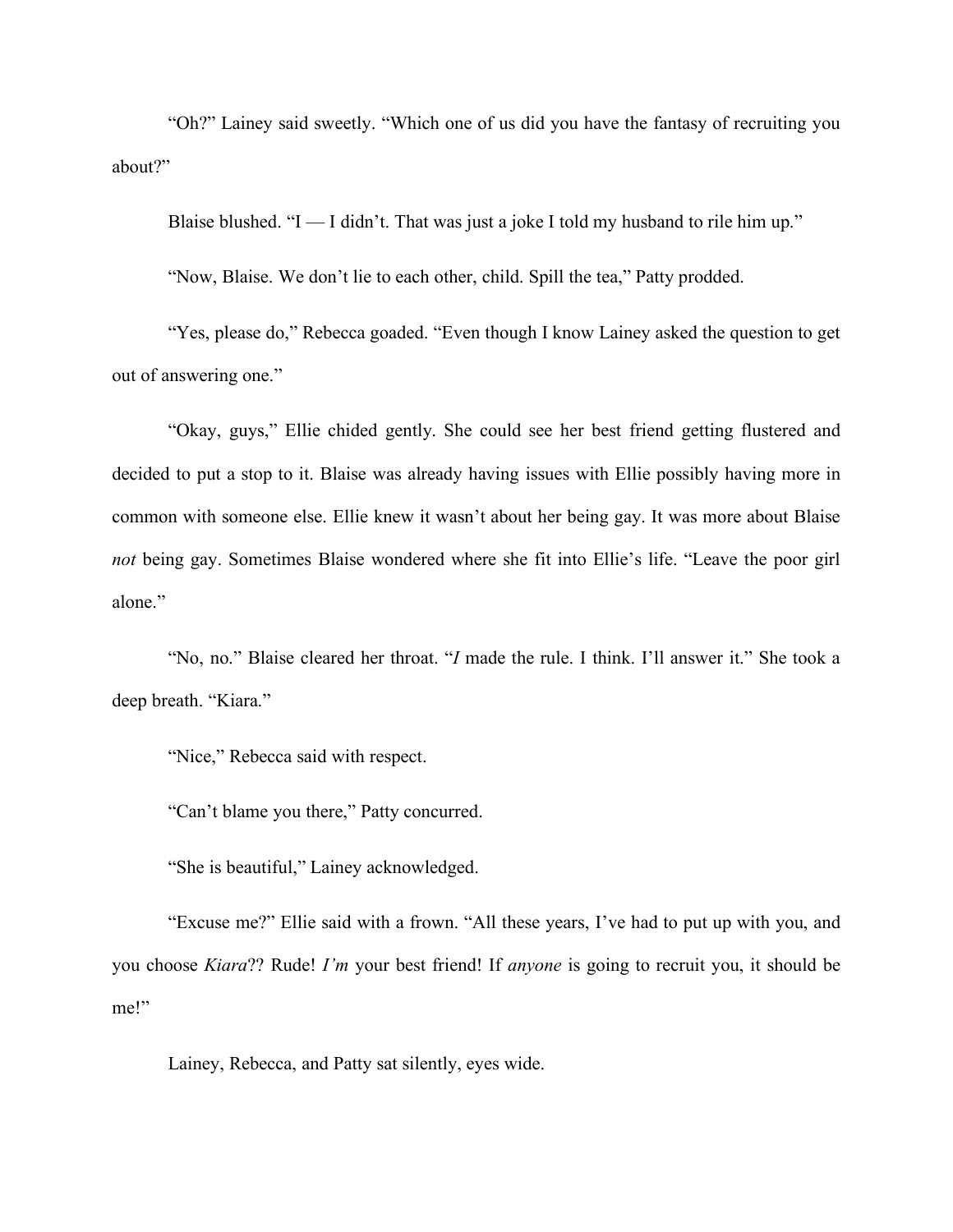"Oh?" Lainey said sweetly. "Which one of us did you have the fantasy of recruiting you about?"

Blaise blushed. "I — I didn't. That was just a joke I told my husband to rile him up."

"Now, Blaise. We don't lie to each other, child. Spill the tea," Patty prodded.

"Yes, please do," Rebecca goaded. "Even though I know Lainey asked the question to get out of answering one."

"Okay, guys," Ellie chided gently. She could see her best friend getting flustered and decided to put a stop to it. Blaise was already having issues with Ellie possibly having more in common with someone else. Ellie knew it wasn't about her being gay. It was more about Blaise *not* being gay. Sometimes Blaise wondered where she fit into Ellie's life. "Leave the poor girl alone."

"No, no." Blaise cleared her throat. "*I* made the rule. I think. I'll answer it." She took a deep breath. "Kiara."

"Nice," Rebecca said with respect.

"Can't blame you there," Patty concurred.

"She is beautiful," Lainey acknowledged.

"Excuse me?" Ellie said with a frown. "All these years, I've had to put up with you, and you choose *Kiara*?? Rude! *I'm* your best friend! If *anyone* is going to recruit you, it should be me!"

Lainey, Rebecca, and Patty sat silently, eyes wide.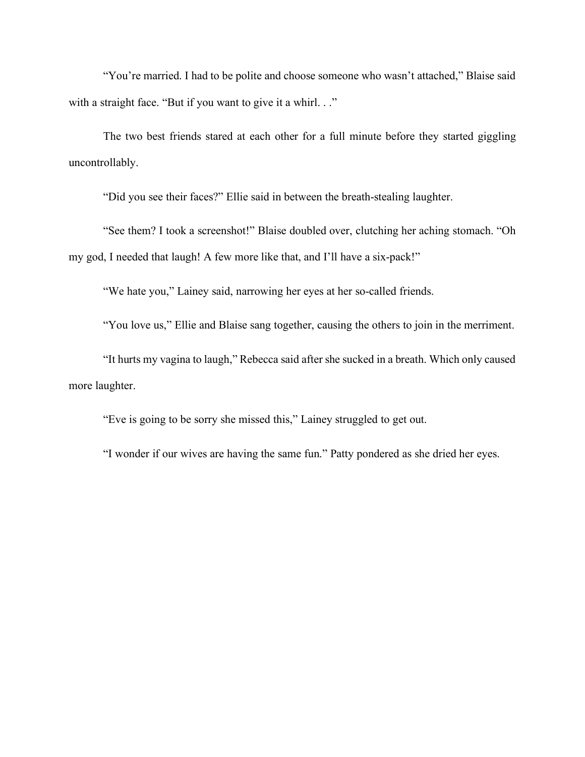"You're married. I had to be polite and choose someone who wasn't attached," Blaise said with a straight face. "But if you want to give it a whirl. . ."

The two best friends stared at each other for a full minute before they started giggling uncontrollably.

"Did you see their faces?" Ellie said in between the breath-stealing laughter.

"See them? I took a screenshot!" Blaise doubled over, clutching her aching stomach. "Oh my god, I needed that laugh! A few more like that, and I'll have a six-pack!"

"We hate you," Lainey said, narrowing her eyes at her so-called friends.

"You love us," Ellie and Blaise sang together, causing the others to join in the merriment.

"It hurts my vagina to laugh," Rebecca said after she sucked in a breath. Which only caused more laughter.

"Eve is going to be sorry she missed this," Lainey struggled to get out.

"I wonder if our wives are having the same fun." Patty pondered as she dried her eyes.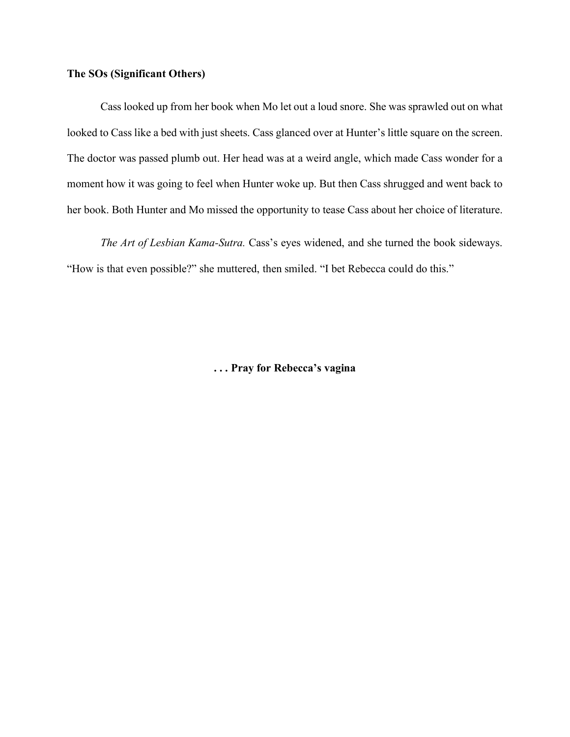**The SOs (Significant Others)**

Cass looked up from her book when Mo let out a loud snore. She was sprawled out on what looked to Cass like a bed with just sheets. Cass glanced over at Hunter's little square on the screen. The doctor was passed plumb out. Her head was at a weird angle, which made Cass wonder for a moment how it was going to feel when Hunter woke up. But then Cass shrugged and went back to her book. Both Hunter and Mo missed the opportunity to tease Cass about her choice of literature.

*The Art of Lesbian Kama-Sutra.* Cass's eyes widened, and she turned the book sideways. "How is that even possible?" she muttered, then smiled. "I bet Rebecca could do this."

**. . . Pray for Rebecca's vagina**